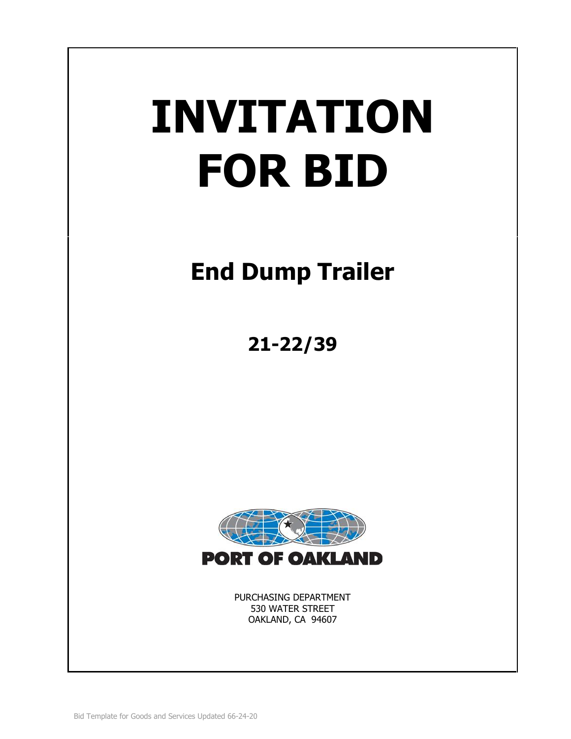# INVITATION FOR BID

## End Dump Trailer

## 21-22/39

PORT OF OAKLAND

PURCHASING DEPARTMENT
530 WATER STREET
OAKLAND, CA 94607

Bid Template for Goods and Services Updated 66-24-20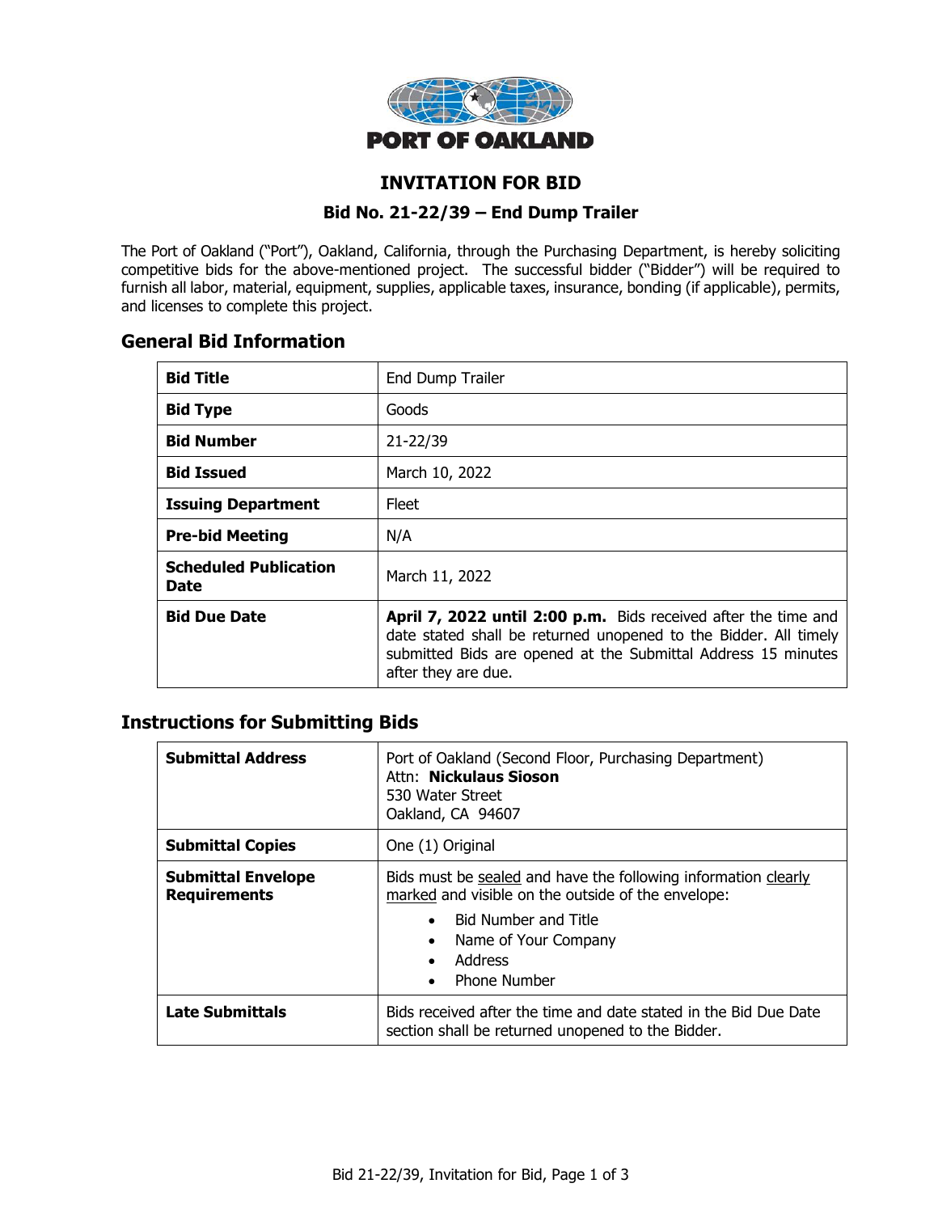PORT OF OAKLAND

# INVITATION FOR BID

## Bid No. 21-22/39 – End Dump Trailer

The Port of Oakland ("Port"), Oakland, California, through the Purchasing Department, is hereby soliciting competitive bids for the above-mentioned project. The successful bidder ("Bidder") will be required to furnish all labor, material, equipment, supplies, applicable taxes, insurance, bonding (if applicable), permits, and licenses to complete this project.

## General Bid Information

| | |
|---|---|
| **Bid Title** | End Dump Trailer |
| **Bid Type** | Goods |
| **Bid Number** | 21-22/39 |
| **Bid Issued** | March 10, 2022 |
| **Issuing Department** | Fleet |
| **Pre-bid Meeting** | N/A |
| **Scheduled Publication Date** | March 11, 2022 |
| **Bid Due Date** | **April 7, 2022 until 2:00 p.m.** Bids received after the time and date stated shall be returned unopened to the Bidder. All timely submitted Bids are opened at the Submittal Address 15 minutes after they are due. |

## Instructions for Submitting Bids

| | |
|---|---|
| **Submittal Address** | Port of Oakland (Second Floor, Purchasing Department)<br>Attn: **Nickulaus Sioson**<br>530 Water Street<br>Oakland, CA 94607 |
| **Submittal Copies** | One (1) Original |
| **Submittal Envelope Requirements** | Bids must be sealed and have the following information clearly marked and visible on the outside of the envelope:<br>• Bid Number and Title<br>• Name of Your Company<br>• Address<br>• Phone Number |
| **Late Submittals** | Bids received after the time and date stated in the Bid Due Date section shall be returned unopened to the Bidder. |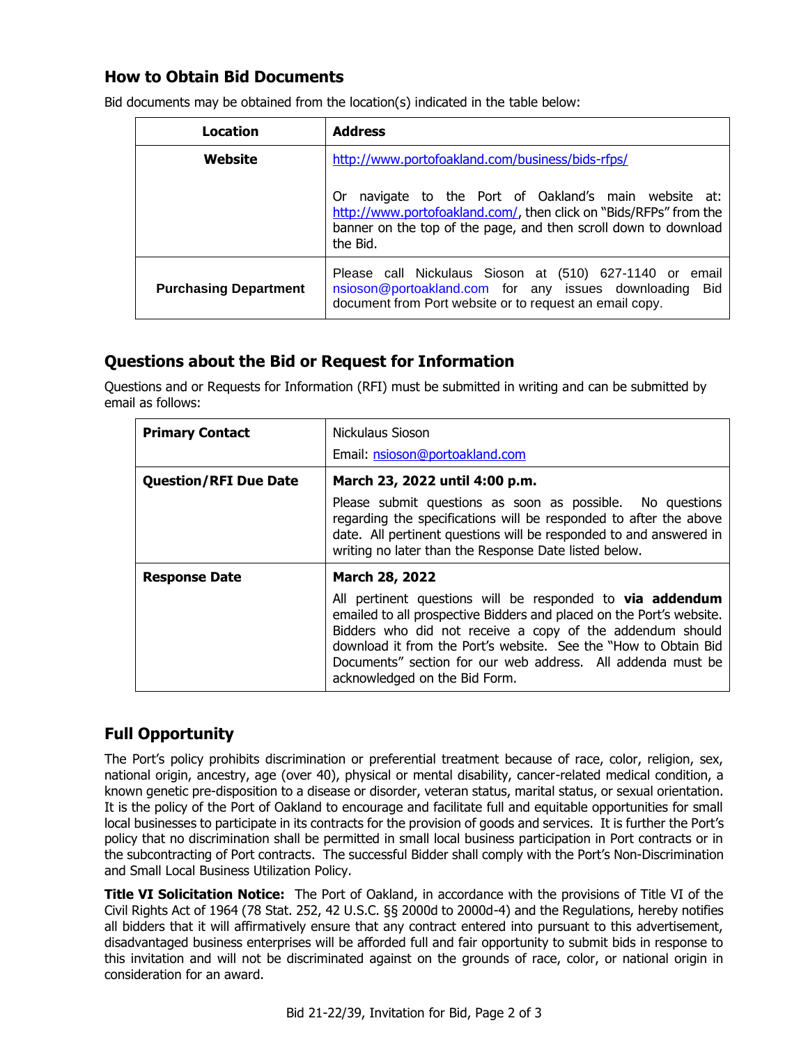## How to Obtain Bid Documents

Bid documents may be obtained from the location(s) indicated in the table below:

| Location | Address |
|---|---|
| **Website** | http://www.portofoakland.com/business/bids-rfps/<br><br>Or navigate to the Port of Oakland's main website at: http://www.portofoakland.com/, then click on "Bids/RFPs" from the banner on the top of the page, and then scroll down to download the Bid. |
| **Purchasing Department** | Please call Nickulaus Sioson at (510) 627-1140 or email nsioson@portoakland.com for any issues downloading Bid document from Port website or to request an email copy. |

## Questions about the Bid or Request for Information

Questions and or Requests for Information (RFI) must be submitted in writing and can be submitted by email as follows:

| | |
|---|---|
| **Primary Contact** | Nickulaus Sioson<br>Email: nsioson@portoakland.com |
| **Question/RFI Due Date** | **March 23, 2022 until 4:00 p.m.**<br>Please submit questions as soon as possible. No questions regarding the specifications will be responded to after the above date. All pertinent questions will be responded to and answered in writing no later than the Response Date listed below. |
| **Response Date** | **March 28, 2022**<br>All pertinent questions will be responded to **via addendum** emailed to all prospective Bidders and placed on the Port's website. Bidders who did not receive a copy of the addendum should download it from the Port's website. See the "How to Obtain Bid Documents" section for our web address. All addenda must be acknowledged on the Bid Form. |

## Full Opportunity

The Port's policy prohibits discrimination or preferential treatment because of race, color, religion, sex, national origin, ancestry, age (over 40), physical or mental disability, cancer-related medical condition, a known genetic pre-disposition to a disease or disorder, veteran status, marital status, or sexual orientation. It is the policy of the Port of Oakland to encourage and facilitate full and equitable opportunities for small local businesses to participate in its contracts for the provision of goods and services. It is further the Port's policy that no discrimination shall be permitted in small local business participation in Port contracts or in the subcontracting of Port contracts. The successful Bidder shall comply with the Port's Non-Discrimination and Small Local Business Utilization Policy.

**Title VI Solicitation Notice:** The Port of Oakland, in accordance with the provisions of Title VI of the Civil Rights Act of 1964 (78 Stat. 252, 42 U.S.C. §§ 2000d to 2000d-4) and the Regulations, hereby notifies all bidders that it will affirmatively ensure that any contract entered into pursuant to this advertisement, disadvantaged business enterprises will be afforded full and fair opportunity to submit bids in response to this invitation and will not be discriminated against on the grounds of race, color, or national origin in consideration for an award.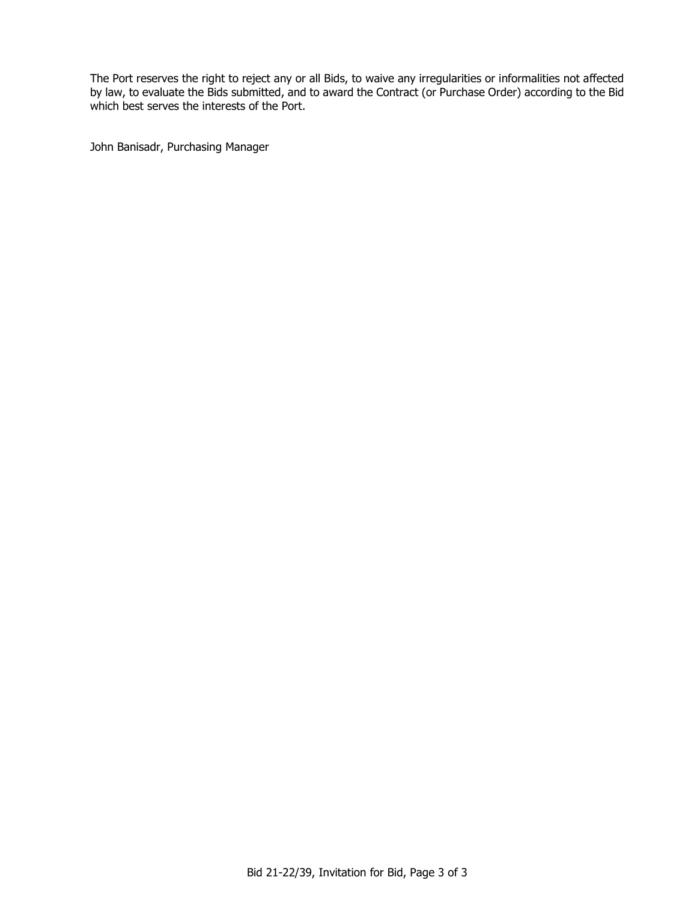The Port reserves the right to reject any or all Bids, to waive any irregularities or informalities not affected by law, to evaluate the Bids submitted, and to award the Contract (or Purchase Order) according to the Bid which best serves the interests of the Port.

John Banisadr, Purchasing Manager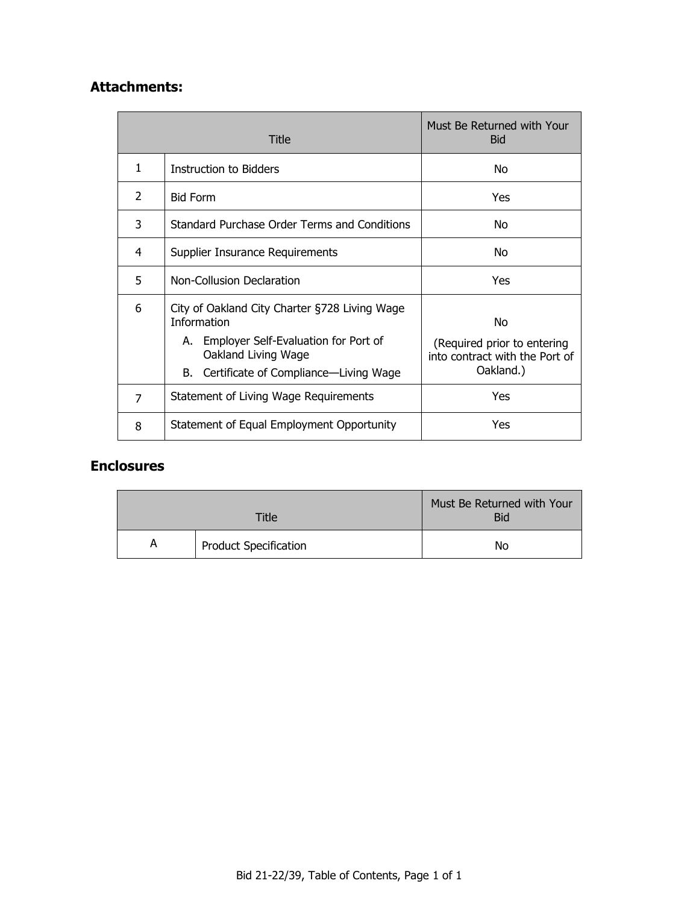## Attachments:

| Title | | Must Be Returned with Your Bid |
|---|---|---|
| 1 | Instruction to Bidders | No |
| 2 | Bid Form | Yes |
| 3 | Standard Purchase Order Terms and Conditions | No |
| 4 | Supplier Insurance Requirements | No |
| 5 | Non-Collusion Declaration | Yes |
| 6 | City of Oakland City Charter §728 Living Wage Information<br>A. Employer Self-Evaluation for Port of Oakland Living Wage<br>B. Certificate of Compliance—Living Wage | No<br>(Required prior to entering into contract with the Port of Oakland.) |
| 7 | Statement of Living Wage Requirements | Yes |
| 8 | Statement of Equal Employment Opportunity | Yes |

## Enclosures

| Title | | Must Be Returned with Your Bid |
|---|---|---|
| A | Product Specification | No |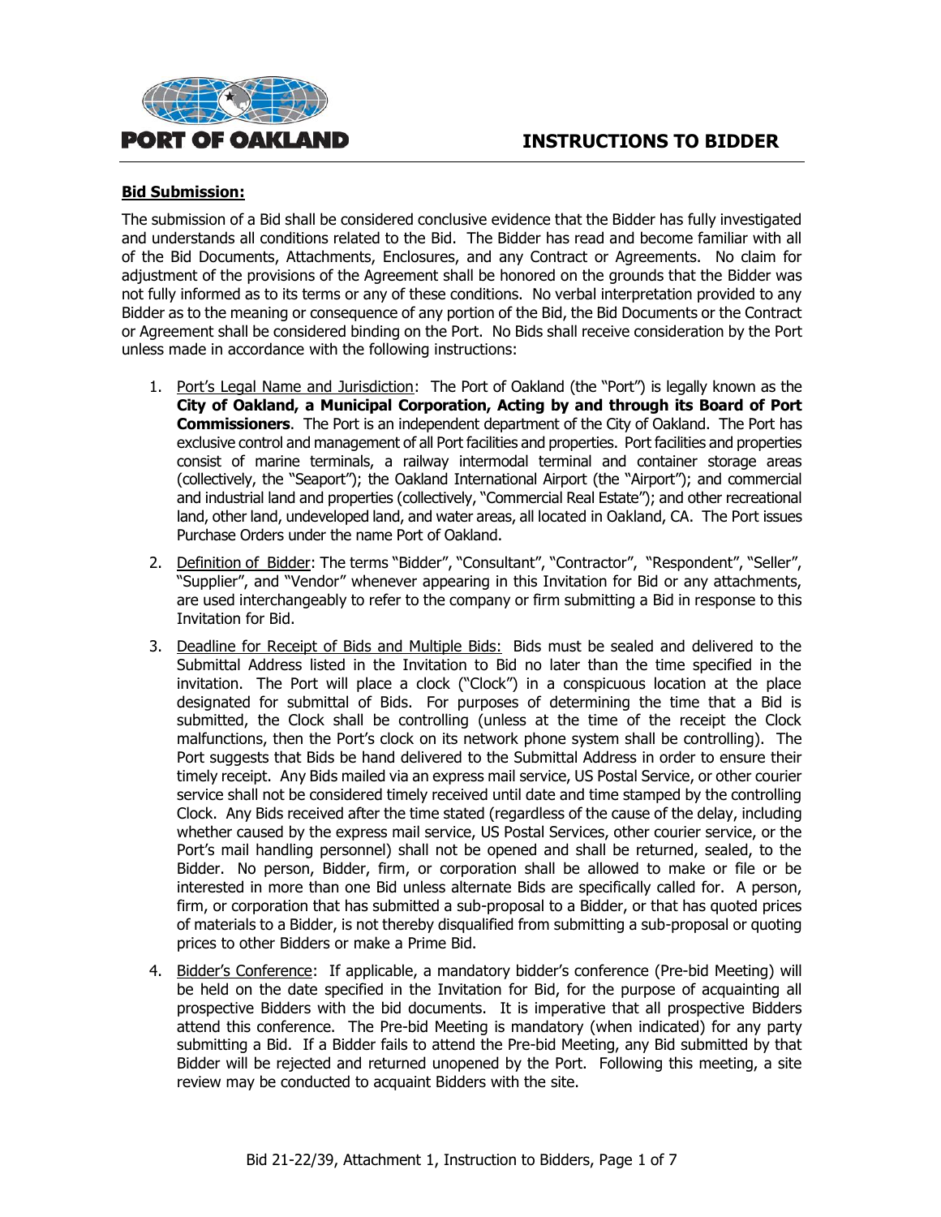# INSTRUCTIONS TO BIDDER

**Bid Submission:**

The submission of a Bid shall be considered conclusive evidence that the Bidder has fully investigated and understands all conditions related to the Bid. The Bidder has read and become familiar with all of the Bid Documents, Attachments, Enclosures, and any Contract or Agreements. No claim for adjustment of the provisions of the Agreement shall be honored on the grounds that the Bidder was not fully informed as to its terms or any of these conditions. No verbal interpretation provided to any Bidder as to the meaning or consequence of any portion of the Bid, the Bid Documents or the Contract or Agreement shall be considered binding on the Port. No Bids shall receive consideration by the Port unless made in accordance with the following instructions:

1. Port's Legal Name and Jurisdiction: The Port of Oakland (the "Port") is legally known as the **City of Oakland, a Municipal Corporation, Acting by and through its Board of Port Commissioners**. The Port is an independent department of the City of Oakland. The Port has exclusive control and management of all Port facilities and properties. Port facilities and properties consist of marine terminals, a railway intermodal terminal and container storage areas (collectively, the "Seaport"); the Oakland International Airport (the "Airport"); and commercial and industrial land and properties (collectively, "Commercial Real Estate"); and other recreational land, other land, undeveloped land, and water areas, all located in Oakland, CA. The Port issues Purchase Orders under the name Port of Oakland.

2. Definition of Bidder: The terms "Bidder", "Consultant", "Contractor", "Respondent", "Seller", "Supplier", and "Vendor" whenever appearing in this Invitation for Bid or any attachments, are used interchangeably to refer to the company or firm submitting a Bid in response to this Invitation for Bid.

3. Deadline for Receipt of Bids and Multiple Bids: Bids must be sealed and delivered to the Submittal Address listed in the Invitation to Bid no later than the time specified in the invitation. The Port will place a clock ("Clock") in a conspicuous location at the place designated for submittal of Bids. For purposes of determining the time that a Bid is submitted, the Clock shall be controlling (unless at the time of the receipt the Clock malfunctions, then the Port's clock on its network phone system shall be controlling). The Port suggests that Bids be hand delivered to the Submittal Address in order to ensure their timely receipt. Any Bids mailed via an express mail service, US Postal Service, or other courier service shall not be considered timely received until date and time stamped by the controlling Clock. Any Bids received after the time stated (regardless of the cause of the delay, including whether caused by the express mail service, US Postal Services, other courier service, or the Port's mail handling personnel) shall not be opened and shall be returned, sealed, to the Bidder. No person, Bidder, firm, or corporation shall be allowed to make or file or be interested in more than one Bid unless alternate Bids are specifically called for. A person, firm, or corporation that has submitted a sub-proposal to a Bidder, or that has quoted prices of materials to a Bidder, is not thereby disqualified from submitting a sub-proposal or quoting prices to other Bidders or make a Prime Bid.

4. Bidder's Conference: If applicable, a mandatory bidder's conference (Pre-bid Meeting) will be held on the date specified in the Invitation for Bid, for the purpose of acquainting all prospective Bidders with the bid documents. It is imperative that all prospective Bidders attend this conference. The Pre-bid Meeting is mandatory (when indicated) for any party submitting a Bid. If a Bidder fails to attend the Pre-bid Meeting, any Bid submitted by that Bidder will be rejected and returned unopened by the Port. Following this meeting, a site review may be conducted to acquaint Bidders with the site.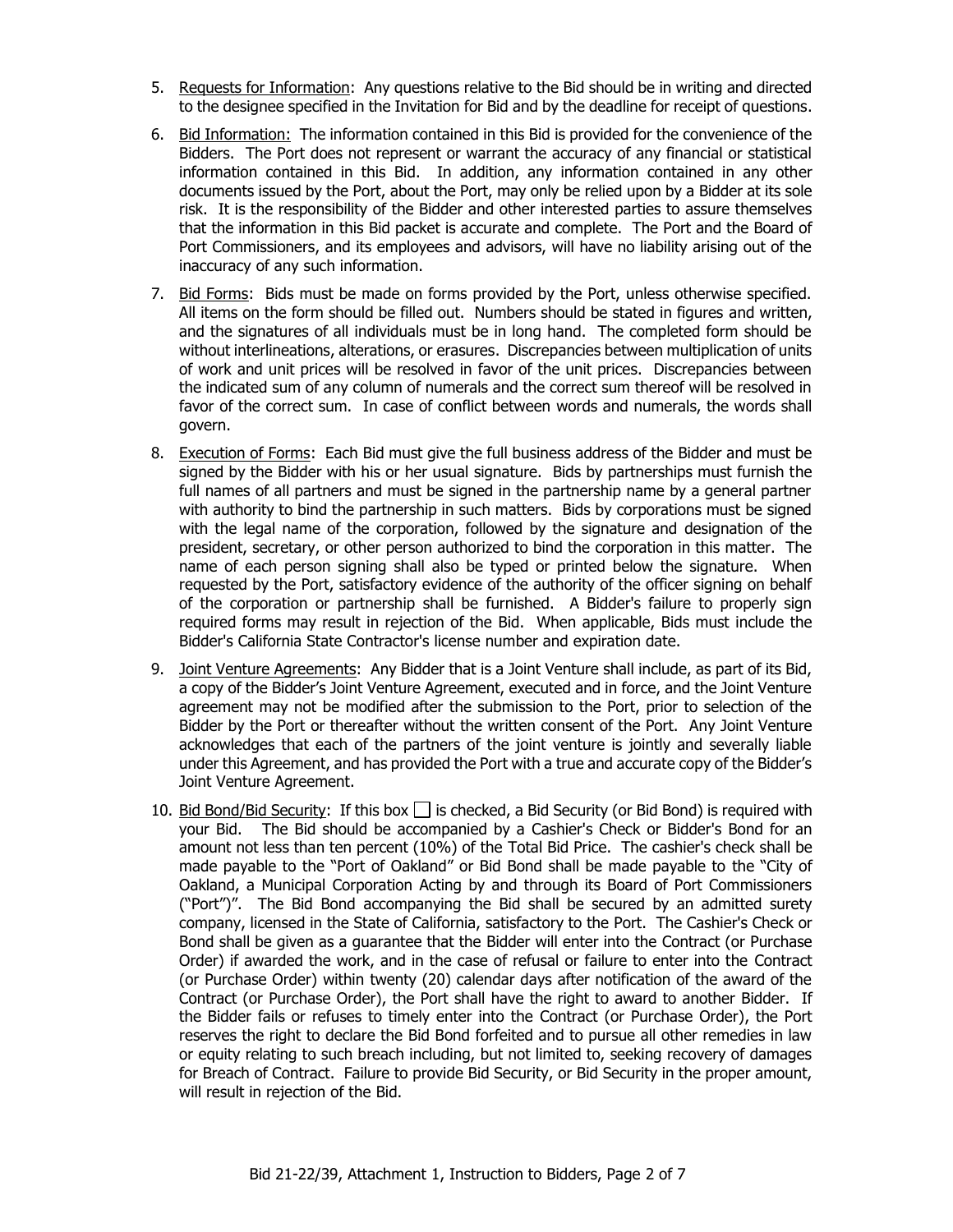5. Requests for Information: Any questions relative to the Bid should be in writing and directed to the designee specified in the Invitation for Bid and by the deadline for receipt of questions.

6. Bid Information: The information contained in this Bid is provided for the convenience of the Bidders. The Port does not represent or warrant the accuracy of any financial or statistical information contained in this Bid. In addition, any information contained in any other documents issued by the Port, about the Port, may only be relied upon by a Bidder at its sole risk. It is the responsibility of the Bidder and other interested parties to assure themselves that the information in this Bid packet is accurate and complete. The Port and the Board of Port Commissioners, and its employees and advisors, will have no liability arising out of the inaccuracy of any such information.

7. Bid Forms: Bids must be made on forms provided by the Port, unless otherwise specified. All items on the form should be filled out. Numbers should be stated in figures and written, and the signatures of all individuals must be in long hand. The completed form should be without interlineations, alterations, or erasures. Discrepancies between multiplication of units of work and unit prices will be resolved in favor of the unit prices. Discrepancies between the indicated sum of any column of numerals and the correct sum thereof will be resolved in favor of the correct sum. In case of conflict between words and numerals, the words shall govern.

8. Execution of Forms: Each Bid must give the full business address of the Bidder and must be signed by the Bidder with his or her usual signature. Bids by partnerships must furnish the full names of all partners and must be signed in the partnership name by a general partner with authority to bind the partnership in such matters. Bids by corporations must be signed with the legal name of the corporation, followed by the signature and designation of the president, secretary, or other person authorized to bind the corporation in this matter. The name of each person signing shall also be typed or printed below the signature. When requested by the Port, satisfactory evidence of the authority of the officer signing on behalf of the corporation or partnership shall be furnished. A Bidder's failure to properly sign required forms may result in rejection of the Bid. When applicable, Bids must include the Bidder's California State Contractor's license number and expiration date.

9. Joint Venture Agreements: Any Bidder that is a Joint Venture shall include, as part of its Bid, a copy of the Bidder's Joint Venture Agreement, executed and in force, and the Joint Venture agreement may not be modified after the submission to the Port, prior to selection of the Bidder by the Port or thereafter without the written consent of the Port. Any Joint Venture acknowledges that each of the partners of the joint venture is jointly and severally liable under this Agreement, and has provided the Port with a true and accurate copy of the Bidder's Joint Venture Agreement.

10. Bid Bond/Bid Security: If this box ☐ is checked, a Bid Security (or Bid Bond) is required with your Bid. The Bid should be accompanied by a Cashier's Check or Bidder's Bond for an amount not less than ten percent (10%) of the Total Bid Price. The cashier's check shall be made payable to the "Port of Oakland" or Bid Bond shall be made payable to the "City of Oakland, a Municipal Corporation Acting by and through its Board of Port Commissioners ("Port")". The Bid Bond accompanying the Bid shall be secured by an admitted surety company, licensed in the State of California, satisfactory to the Port. The Cashier's Check or Bond shall be given as a guarantee that the Bidder will enter into the Contract (or Purchase Order) if awarded the work, and in the case of refusal or failure to enter into the Contract (or Purchase Order) within twenty (20) calendar days after notification of the award of the Contract (or Purchase Order), the Port shall have the right to award to another Bidder. If the Bidder fails or refuses to timely enter into the Contract (or Purchase Order), the Port reserves the right to declare the Bid Bond forfeited and to pursue all other remedies in law or equity relating to such breach including, but not limited to, seeking recovery of damages for Breach of Contract. Failure to provide Bid Security, or Bid Security in the proper amount, will result in rejection of the Bid.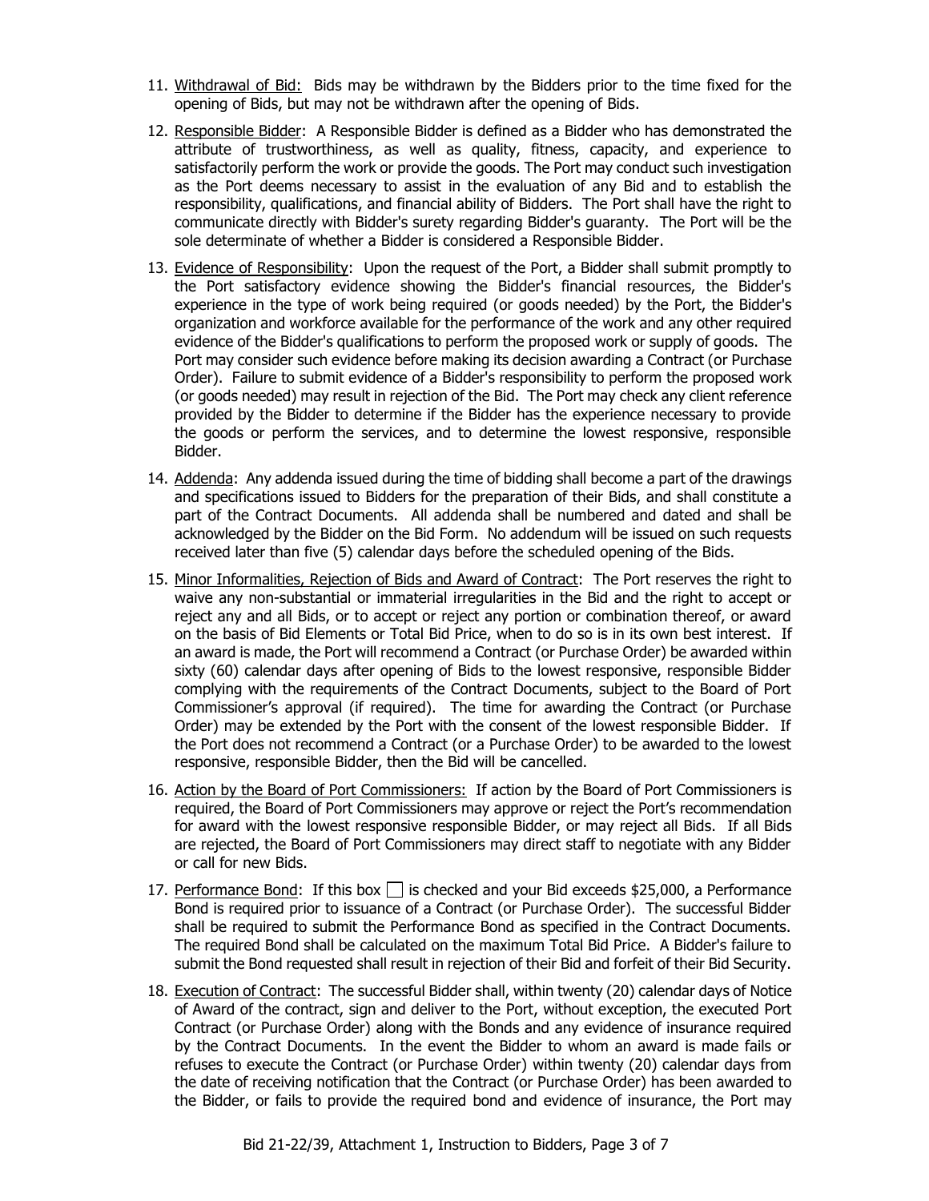11. Withdrawal of Bid: Bids may be withdrawn by the Bidders prior to the time fixed for the opening of Bids, but may not be withdrawn after the opening of Bids.

12. Responsible Bidder: A Responsible Bidder is defined as a Bidder who has demonstrated the attribute of trustworthiness, as well as quality, fitness, capacity, and experience to satisfactorily perform the work or provide the goods. The Port may conduct such investigation as the Port deems necessary to assist in the evaluation of any Bid and to establish the responsibility, qualifications, and financial ability of Bidders. The Port shall have the right to communicate directly with Bidder's surety regarding Bidder's guaranty. The Port will be the sole determinate of whether a Bidder is considered a Responsible Bidder.

13. Evidence of Responsibility: Upon the request of the Port, a Bidder shall submit promptly to the Port satisfactory evidence showing the Bidder's financial resources, the Bidder's experience in the type of work being required (or goods needed) by the Port, the Bidder's organization and workforce available for the performance of the work and any other required evidence of the Bidder's qualifications to perform the proposed work or supply of goods. The Port may consider such evidence before making its decision awarding a Contract (or Purchase Order). Failure to submit evidence of a Bidder's responsibility to perform the proposed work (or goods needed) may result in rejection of the Bid. The Port may check any client reference provided by the Bidder to determine if the Bidder has the experience necessary to provide the goods or perform the services, and to determine the lowest responsive, responsible Bidder.

14. Addenda: Any addenda issued during the time of bidding shall become a part of the drawings and specifications issued to Bidders for the preparation of their Bids, and shall constitute a part of the Contract Documents. All addenda shall be numbered and dated and shall be acknowledged by the Bidder on the Bid Form. No addendum will be issued on such requests received later than five (5) calendar days before the scheduled opening of the Bids.

15. Minor Informalities, Rejection of Bids and Award of Contract: The Port reserves the right to waive any non-substantial or immaterial irregularities in the Bid and the right to accept or reject any and all Bids, or to accept or reject any portion or combination thereof, or award on the basis of Bid Elements or Total Bid Price, when to do so is in its own best interest. If an award is made, the Port will recommend a Contract (or Purchase Order) be awarded within sixty (60) calendar days after opening of Bids to the lowest responsive, responsible Bidder complying with the requirements of the Contract Documents, subject to the Board of Port Commissioner's approval (if required). The time for awarding the Contract (or Purchase Order) may be extended by the Port with the consent of the lowest responsible Bidder. If the Port does not recommend a Contract (or a Purchase Order) to be awarded to the lowest responsive, responsible Bidder, then the Bid will be cancelled.

16. Action by the Board of Port Commissioners: If action by the Board of Port Commissioners is required, the Board of Port Commissioners may approve or reject the Port's recommendation for award with the lowest responsive responsible Bidder, or may reject all Bids. If all Bids are rejected, the Board of Port Commissioners may direct staff to negotiate with any Bidder or call for new Bids.

17. Performance Bond: If this box ☐ is checked and your Bid exceeds $25,000, a Performance Bond is required prior to issuance of a Contract (or Purchase Order). The successful Bidder shall be required to submit the Performance Bond as specified in the Contract Documents. The required Bond shall be calculated on the maximum Total Bid Price. A Bidder's failure to submit the Bond requested shall result in rejection of their Bid and forfeit of their Bid Security.

18. Execution of Contract: The successful Bidder shall, within twenty (20) calendar days of Notice of Award of the contract, sign and deliver to the Port, without exception, the executed Port Contract (or Purchase Order) along with the Bonds and any evidence of insurance required by the Contract Documents. In the event the Bidder to whom an award is made fails or refuses to execute the Contract (or Purchase Order) within twenty (20) calendar days from the date of receiving notification that the Contract (or Purchase Order) has been awarded to the Bidder, or fails to provide the required bond and evidence of insurance, the Port may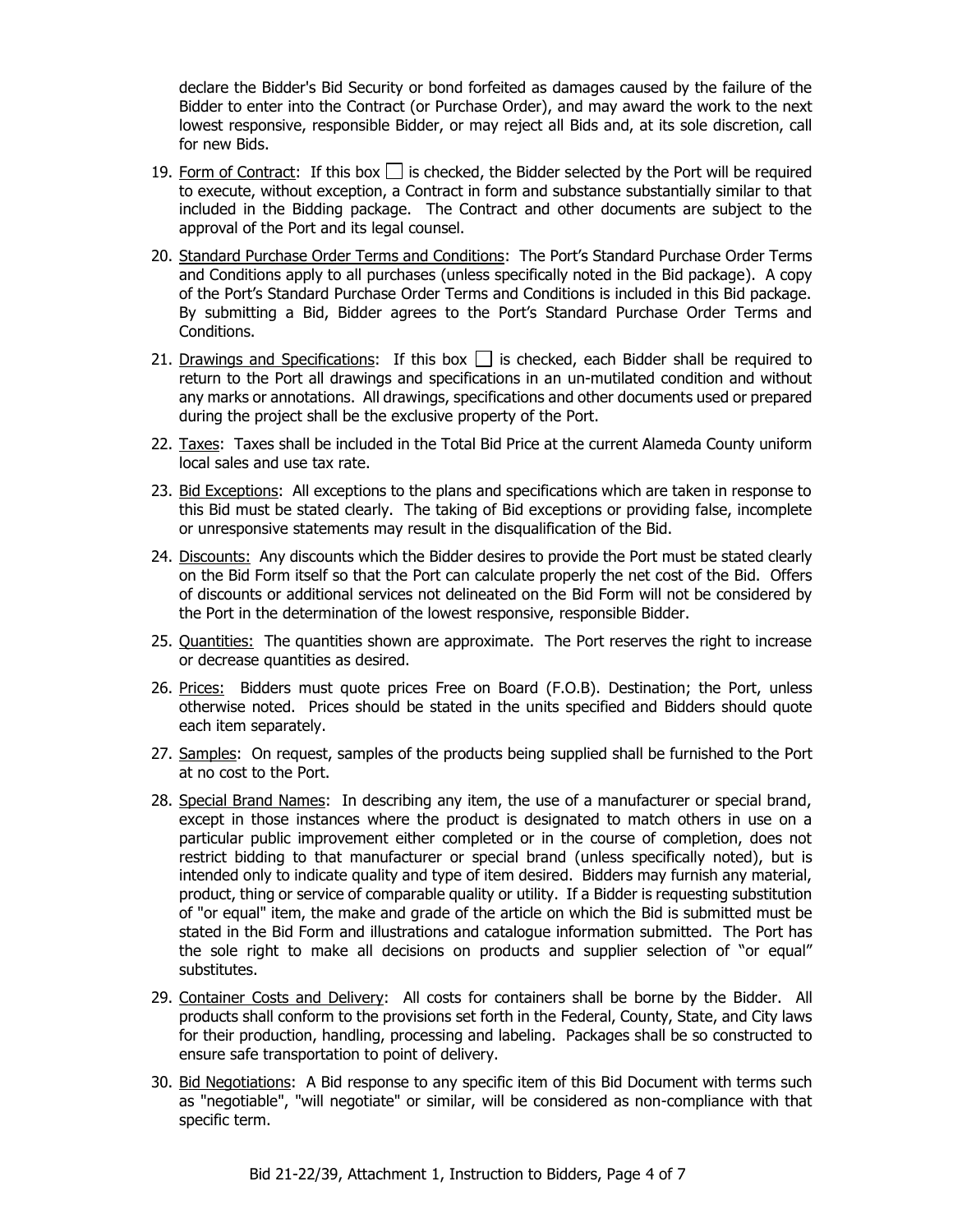declare the Bidder's Bid Security or bond forfeited as damages caused by the failure of the Bidder to enter into the Contract (or Purchase Order), and may award the work to the next lowest responsive, responsible Bidder, or may reject all Bids and, at its sole discretion, call for new Bids.

19. Form of Contract: If this box ☐ is checked, the Bidder selected by the Port will be required to execute, without exception, a Contract in form and substance substantially similar to that included in the Bidding package. The Contract and other documents are subject to the approval of the Port and its legal counsel.

20. Standard Purchase Order Terms and Conditions: The Port's Standard Purchase Order Terms and Conditions apply to all purchases (unless specifically noted in the Bid package). A copy of the Port's Standard Purchase Order Terms and Conditions is included in this Bid package. By submitting a Bid, Bidder agrees to the Port's Standard Purchase Order Terms and Conditions.

21. Drawings and Specifications: If this box ☐ is checked, each Bidder shall be required to return to the Port all drawings and specifications in an un-mutilated condition and without any marks or annotations. All drawings, specifications and other documents used or prepared during the project shall be the exclusive property of the Port.

22. Taxes: Taxes shall be included in the Total Bid Price at the current Alameda County uniform local sales and use tax rate.

23. Bid Exceptions: All exceptions to the plans and specifications which are taken in response to this Bid must be stated clearly. The taking of Bid exceptions or providing false, incomplete or unresponsive statements may result in the disqualification of the Bid.

24. Discounts: Any discounts which the Bidder desires to provide the Port must be stated clearly on the Bid Form itself so that the Port can calculate properly the net cost of the Bid. Offers of discounts or additional services not delineated on the Bid Form will not be considered by the Port in the determination of the lowest responsive, responsible Bidder.

25. Quantities: The quantities shown are approximate. The Port reserves the right to increase or decrease quantities as desired.

26. Prices: Bidders must quote prices Free on Board (F.O.B). Destination; the Port, unless otherwise noted. Prices should be stated in the units specified and Bidders should quote each item separately.

27. Samples: On request, samples of the products being supplied shall be furnished to the Port at no cost to the Port.

28. Special Brand Names: In describing any item, the use of a manufacturer or special brand, except in those instances where the product is designated to match others in use on a particular public improvement either completed or in the course of completion, does not restrict bidding to that manufacturer or special brand (unless specifically noted), but is intended only to indicate quality and type of item desired. Bidders may furnish any material, product, thing or service of comparable quality or utility. If a Bidder is requesting substitution of "or equal" item, the make and grade of the article on which the Bid is submitted must be stated in the Bid Form and illustrations and catalogue information submitted. The Port has the sole right to make all decisions on products and supplier selection of "or equal" substitutes.

29. Container Costs and Delivery: All costs for containers shall be borne by the Bidder. All products shall conform to the provisions set forth in the Federal, County, State, and City laws for their production, handling, processing and labeling. Packages shall be so constructed to ensure safe transportation to point of delivery.

30. Bid Negotiations: A Bid response to any specific item of this Bid Document with terms such as "negotiable", "will negotiate" or similar, will be considered as non-compliance with that specific term.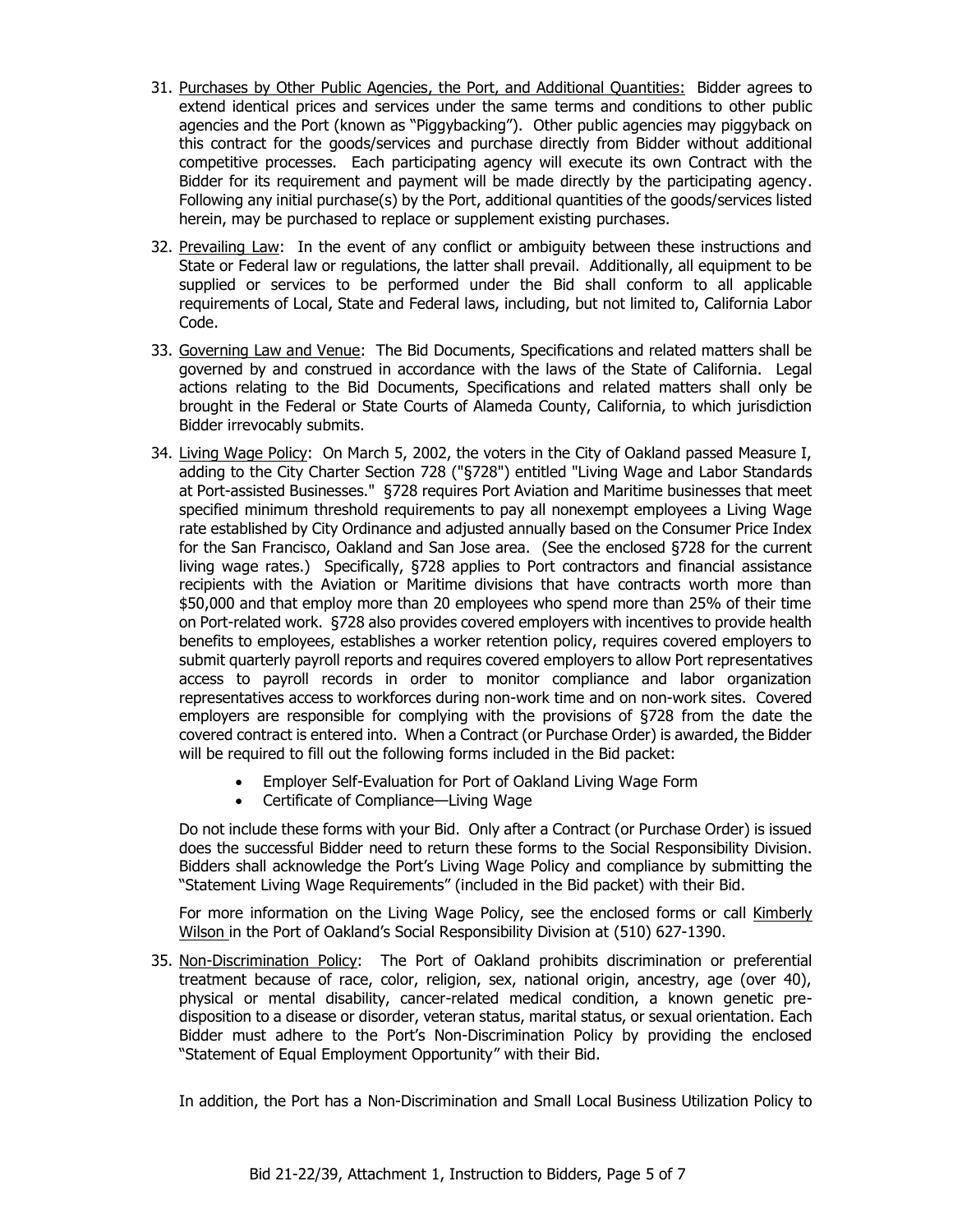31. Purchases by Other Public Agencies, the Port, and Additional Quantities: Bidder agrees to extend identical prices and services under the same terms and conditions to other public agencies and the Port (known as "Piggybacking"). Other public agencies may piggyback on this contract for the goods/services and purchase directly from Bidder without additional competitive processes. Each participating agency will execute its own Contract with the Bidder for its requirement and payment will be made directly by the participating agency. Following any initial purchase(s) by the Port, additional quantities of the goods/services listed herein, may be purchased to replace or supplement existing purchases.

32. Prevailing Law: In the event of any conflict or ambiguity between these instructions and State or Federal law or regulations, the latter shall prevail. Additionally, all equipment to be supplied or services to be performed under the Bid shall conform to all applicable requirements of Local, State and Federal laws, including, but not limited to, California Labor Code.

33. Governing Law and Venue: The Bid Documents, Specifications and related matters shall be governed by and construed in accordance with the laws of the State of California. Legal actions relating to the Bid Documents, Specifications and related matters shall only be brought in the Federal or State Courts of Alameda County, California, to which jurisdiction Bidder irrevocably submits.

34. Living Wage Policy: On March 5, 2002, the voters in the City of Oakland passed Measure I, adding to the City Charter Section 728 ("§728") entitled "Living Wage and Labor Standards at Port-assisted Businesses." §728 requires Port Aviation and Maritime businesses that meet specified minimum threshold requirements to pay all nonexempt employees a Living Wage rate established by City Ordinance and adjusted annually based on the Consumer Price Index for the San Francisco, Oakland and San Jose area. (See the enclosed §728 for the current living wage rates.) Specifically, §728 applies to Port contractors and financial assistance recipients with the Aviation or Maritime divisions that have contracts worth more than $50,000 and that employ more than 20 employees who spend more than 25% of their time on Port-related work. §728 also provides covered employers with incentives to provide health benefits to employees, establishes a worker retention policy, requires covered employers to submit quarterly payroll reports and requires covered employers to allow Port representatives access to payroll records in order to monitor compliance and labor organization representatives access to workforces during non-work time and on non-work sites. Covered employers are responsible for complying with the provisions of §728 from the date the covered contract is entered into. When a Contract (or Purchase Order) is awarded, the Bidder will be required to fill out the following forms included in the Bid packet:

    - Employer Self-Evaluation for Port of Oakland Living Wage Form
    - Certificate of Compliance—Living Wage

    Do not include these forms with your Bid. Only after a Contract (or Purchase Order) is issued does the successful Bidder need to return these forms to the Social Responsibility Division. Bidders shall acknowledge the Port's Living Wage Policy and compliance by submitting the "Statement Living Wage Requirements" (included in the Bid packet) with their Bid.

    For more information on the Living Wage Policy, see the enclosed forms or call Kimberly Wilson in the Port of Oakland's Social Responsibility Division at (510) 627-1390.

35. Non-Discrimination Policy: The Port of Oakland prohibits discrimination or preferential treatment because of race, color, religion, sex, national origin, ancestry, age (over 40), physical or mental disability, cancer-related medical condition, a known genetic pre-disposition to a disease or disorder, veteran status, marital status, or sexual orientation. Each Bidder must adhere to the Port's Non-Discrimination Policy by providing the enclosed "Statement of Equal Employment Opportunity" with their Bid.

    In addition, the Port has a Non-Discrimination and Small Local Business Utilization Policy to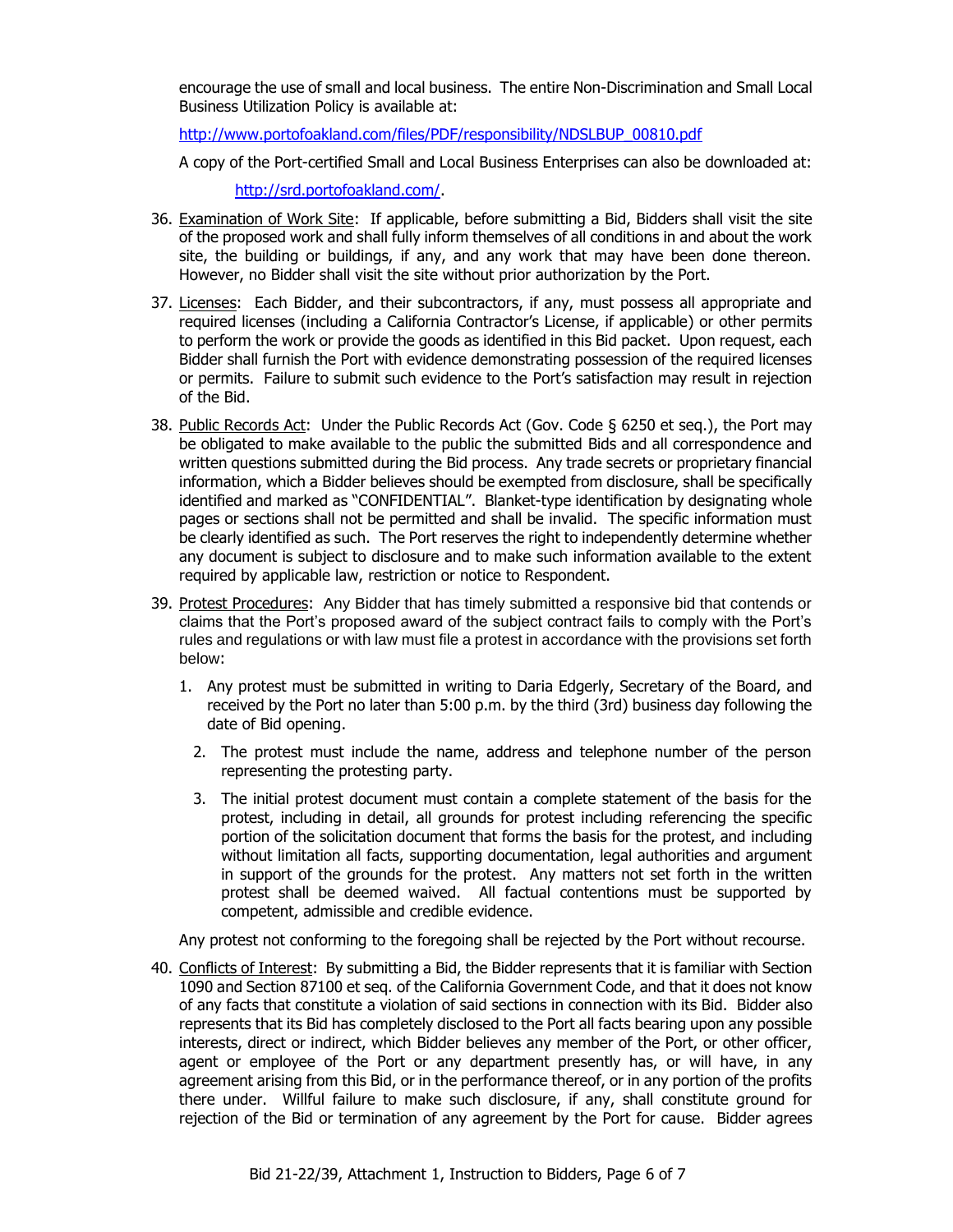encourage the use of small and local business. The entire Non-Discrimination and Small Local Business Utilization Policy is available at:

http://www.portofoakland.com/files/PDF/responsibility/NDSLBUP_00810.pdf

A copy of the Port-certified Small and Local Business Enterprises can also be downloaded at:

http://srd.portofoakland.com/.

36. Examination of Work Site: If applicable, before submitting a Bid, Bidders shall visit the site of the proposed work and shall fully inform themselves of all conditions in and about the work site, the building or buildings, if any, and any work that may have been done thereon. However, no Bidder shall visit the site without prior authorization by the Port.

37. Licenses: Each Bidder, and their subcontractors, if any, must possess all appropriate and required licenses (including a California Contractor's License, if applicable) or other permits to perform the work or provide the goods as identified in this Bid packet. Upon request, each Bidder shall furnish the Port with evidence demonstrating possession of the required licenses or permits. Failure to submit such evidence to the Port's satisfaction may result in rejection of the Bid.

38. Public Records Act: Under the Public Records Act (Gov. Code § 6250 et seq.), the Port may be obligated to make available to the public the submitted Bids and all correspondence and written questions submitted during the Bid process. Any trade secrets or proprietary financial information, which a Bidder believes should be exempted from disclosure, shall be specifically identified and marked as "CONFIDENTIAL". Blanket-type identification by designating whole pages or sections shall not be permitted and shall be invalid. The specific information must be clearly identified as such. The Port reserves the right to independently determine whether any document is subject to disclosure and to make such information available to the extent required by applicable law, restriction or notice to Respondent.

39. Protest Procedures: Any Bidder that has timely submitted a responsive bid that contends or claims that the Port's proposed award of the subject contract fails to comply with the Port's rules and regulations or with law must file a protest in accordance with the provisions set forth below:

    1. Any protest must be submitted in writing to Daria Edgerly, Secretary of the Board, and received by the Port no later than 5:00 p.m. by the third (3rd) business day following the date of Bid opening.
    2. The protest must include the name, address and telephone number of the person representing the protesting party.
    3. The initial protest document must contain a complete statement of the basis for the protest, including in detail, all grounds for protest including referencing the specific portion of the solicitation document that forms the basis for the protest, and including without limitation all facts, supporting documentation, legal authorities and argument in support of the grounds for the protest. Any matters not set forth in the written protest shall be deemed waived. All factual contentions must be supported by competent, admissible and credible evidence.

    Any protest not conforming to the foregoing shall be rejected by the Port without recourse.

40. Conflicts of Interest: By submitting a Bid, the Bidder represents that it is familiar with Section 1090 and Section 87100 et seq. of the California Government Code, and that it does not know of any facts that constitute a violation of said sections in connection with its Bid. Bidder also represents that its Bid has completely disclosed to the Port all facts bearing upon any possible interests, direct or indirect, which Bidder believes any member of the Port, or other officer, agent or employee of the Port or any department presently has, or will have, in any agreement arising from this Bid, or in the performance thereof, or in any portion of the profits there under. Willful failure to make such disclosure, if any, shall constitute ground for rejection of the Bid or termination of any agreement by the Port for cause. Bidder agrees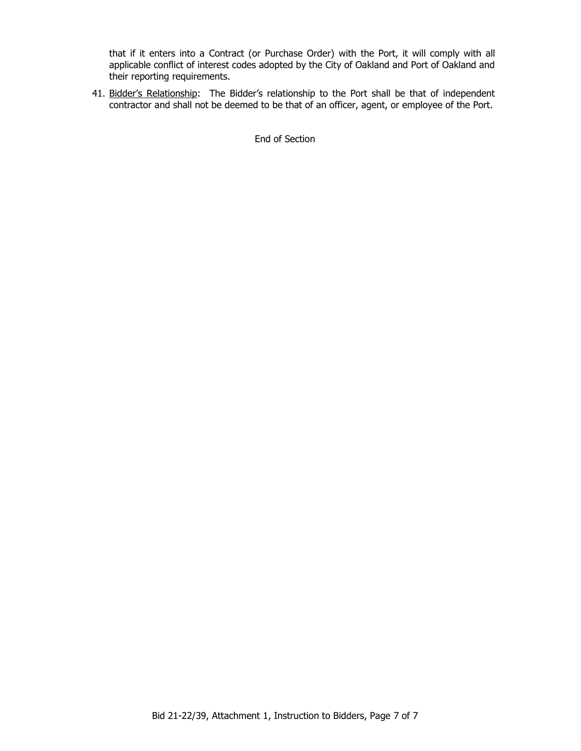that if it enters into a Contract (or Purchase Order) with the Port, it will comply with all applicable conflict of interest codes adopted by the City of Oakland and Port of Oakland and their reporting requirements.

41. Bidder's Relationship: The Bidder's relationship to the Port shall be that of independent contractor and shall not be deemed to be that of an officer, agent, or employee of the Port.

End of Section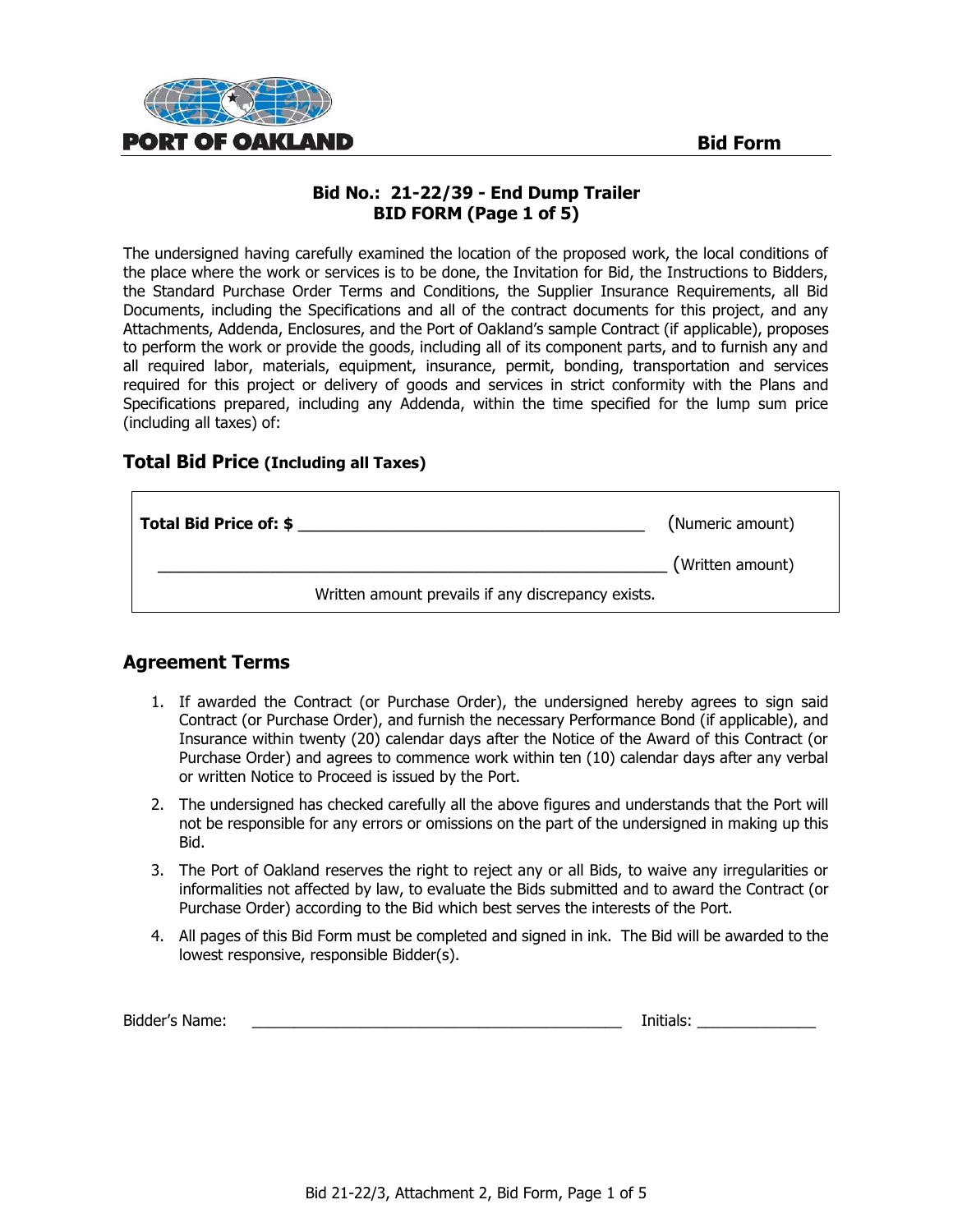**PORT OF OAKLAND** **Bid Form**

## Bid No.: 21-22/39 - End Dump Trailer
## BID FORM (Page 1 of 5)

The undersigned having carefully examined the location of the proposed work, the local conditions of the place where the work or services is to be done, the Invitation for Bid, the Instructions to Bidders, the Standard Purchase Order Terms and Conditions, the Supplier Insurance Requirements, all Bid Documents, including the Specifications and all of the contract documents for this project, and any Attachments, Addenda, Enclosures, and the Port of Oakland's sample Contract (if applicable), proposes to perform the work or provide the goods, including all of its component parts, and to furnish any and all required labor, materials, equipment, insurance, permit, bonding, transportation and services required for this project or delivery of goods and services in strict conformity with the Plans and Specifications prepared, including any Addenda, within the time specified for the lump sum price (including all taxes) of:

### Total Bid Price (Including all Taxes)

**Total Bid Price of: $** ______________________________________ (Numeric amount)

_________________________________________________________ (Written amount)

Written amount prevails if any discrepancy exists.

### Agreement Terms

1. If awarded the Contract (or Purchase Order), the undersigned hereby agrees to sign said Contract (or Purchase Order), and furnish the necessary Performance Bond (if applicable), and Insurance within twenty (20) calendar days after the Notice of the Award of this Contract (or Purchase Order) and agrees to commence work within ten (10) calendar days after any verbal or written Notice to Proceed is issued by the Port.
2. The undersigned has checked carefully all the above figures and understands that the Port will not be responsible for any errors or omissions on the part of the undersigned in making up this Bid.
3. The Port of Oakland reserves the right to reject any or all Bids, to waive any irregularities or informalities not affected by law, to evaluate the Bids submitted and to award the Contract (or Purchase Order) according to the Bid which best serves the interests of the Port.
4. All pages of this Bid Form must be completed and signed in ink. The Bid will be awarded to the lowest responsive, responsible Bidder(s).

Bidder's Name: ____________________________________________ Initials: ______________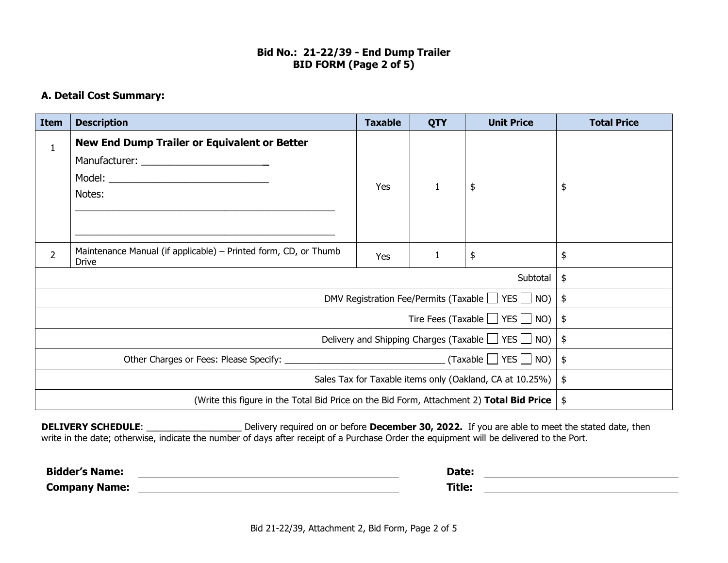**Bid No.: 21-22/39 - End Dump Trailer**
**BID FORM (Page 2 of 5)**

### A. Detail Cost Summary:

| Item | Description | Taxable | QTY | Unit Price | Total Price |
|---|---|---|---|---|---|
| 1 | **New End Dump Trailer or Equivalent or Better**<br>Manufacturer: ______________________<br>Model: ____________________________<br>Notes:<br>________________________________________________<br>________________________________________________ | Yes | 1 | $ | $ |
| 2 | Maintenance Manual (if applicable) – Printed form, CD, or Thumb Drive | Yes | 1 | $ | $ |
| | | | | Subtotal | $ |
| | | | | DMV Registration Fee/Permits (Taxable ☐ YES ☐ NO) | $ |
| | | | | Tire Fees (Taxable ☐ YES ☐ NO) | $ |
| | | | | Delivery and Shipping Charges (Taxable ☐ YES ☐ NO) | $ |
| | | | | Other Charges or Fees: Please Specify: ________________________________ (Taxable ☐ YES ☐ NO) | $ |
| | | | | Sales Tax for Taxable items only (Oakland, CA at 10.25%) | $ |
| | | | | (Write this figure in the Total Bid Price on the Bid Form, Attachment 2) **Total Bid Price** | $ |

**DELIVERY SCHEDULE**: ___________________ Delivery required on or before **December 30, 2022.** If you are able to meet the stated date, then write in the date; otherwise, indicate the number of days after receipt of a Purchase Order the equipment will be delivered to the Port.

**Bidder's Name:** ______________________________ **Date:** ______________________________

**Company Name:** ______________________________ **Title:** ______________________________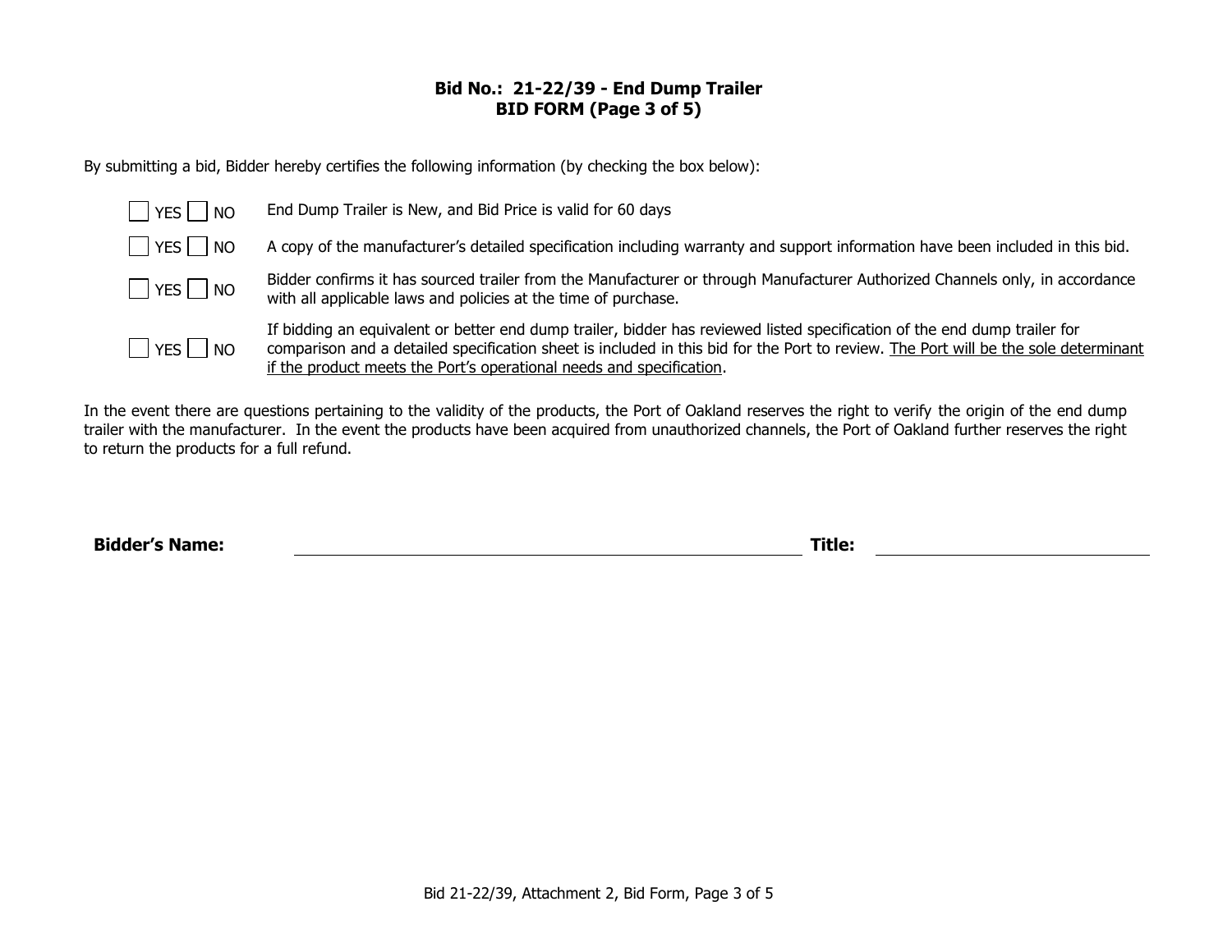**Bid No.: 21-22/39 - End Dump Trailer**
**BID FORM (Page 3 of 5)**

By submitting a bid, Bidder hereby certifies the following information (by checking the box below):

| | |
|---|---|
| ☐ YES ☐ NO | End Dump Trailer is New, and Bid Price is valid for 60 days |
| ☐ YES ☐ NO | A copy of the manufacturer's detailed specification including warranty and support information have been included in this bid. |
| ☐ YES ☐ NO | Bidder confirms it has sourced trailer from the Manufacturer or through Manufacturer Authorized Channels only, in accordance with all applicable laws and policies at the time of purchase. |
| ☐ YES ☐ NO | If bidding an equivalent or better end dump trailer, bidder has reviewed listed specification of the end dump trailer for comparison and a detailed specification sheet is included in this bid for the Port to review. <u>The Port will be the sole determinant if the product meets the Port's operational needs and specification</u>. |

In the event there are questions pertaining to the validity of the products, the Port of Oakland reserves the right to verify the origin of the end dump trailer with the manufacturer. In the event the products have been acquired from unauthorized channels, the Port of Oakland further reserves the right to return the products for a full refund.

**Bidder's Name:** ______________________________ **Title:** ____________________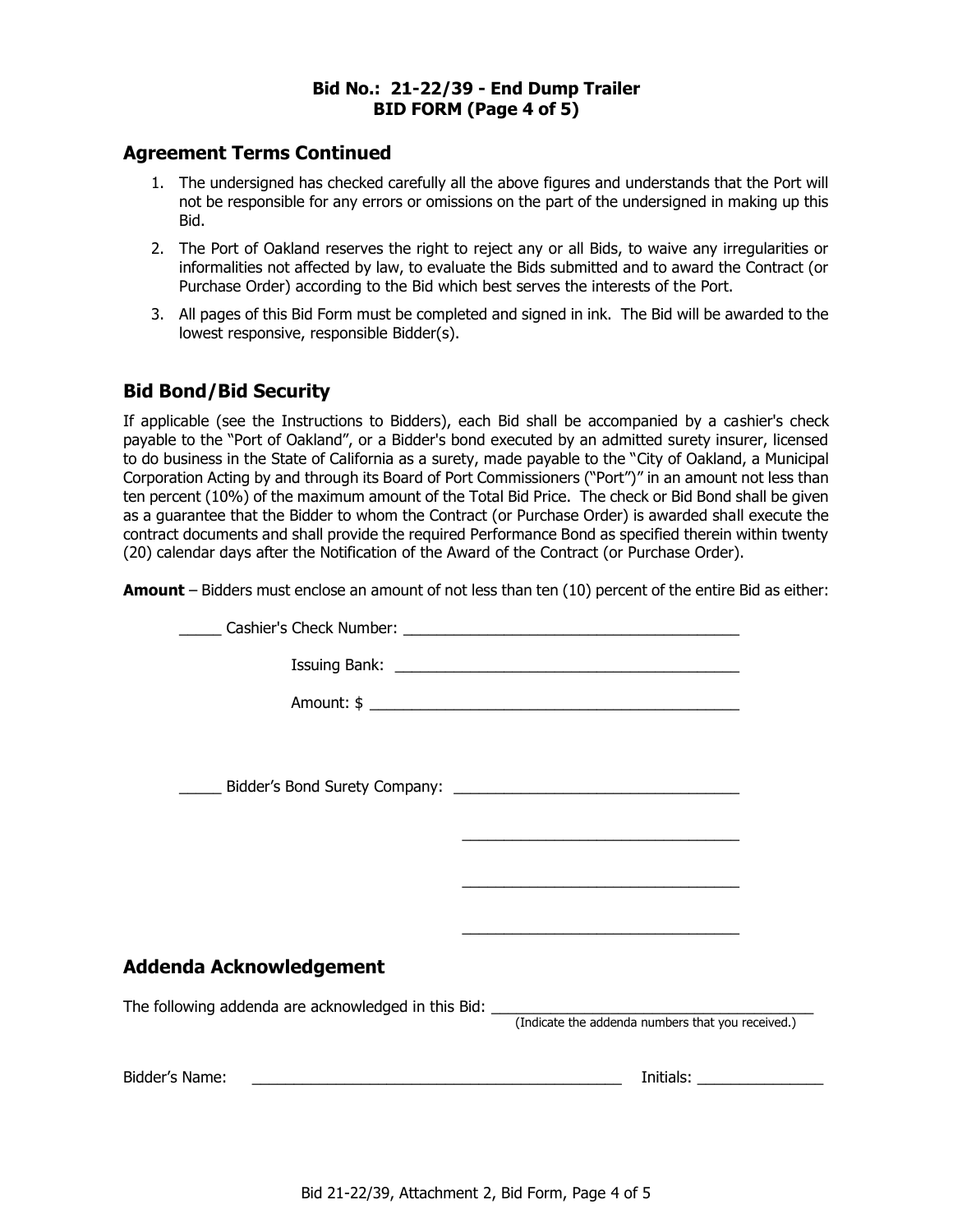**Bid No.: 21-22/39 - End Dump Trailer**
**BID FORM (Page 4 of 5)**

## Agreement Terms Continued

1. The undersigned has checked carefully all the above figures and understands that the Port will not be responsible for any errors or omissions on the part of the undersigned in making up this Bid.
2. The Port of Oakland reserves the right to reject any or all Bids, to waive any irregularities or informalities not affected by law, to evaluate the Bids submitted and to award the Contract (or Purchase Order) according to the Bid which best serves the interests of the Port.
3. All pages of this Bid Form must be completed and signed in ink. The Bid will be awarded to the lowest responsive, responsible Bidder(s).

## Bid Bond/Bid Security

If applicable (see the Instructions to Bidders), each Bid shall be accompanied by a cashier's check payable to the "Port of Oakland", or a Bidder's bond executed by an admitted surety insurer, licensed to do business in the State of California as a surety, made payable to the "City of Oakland, a Municipal Corporation Acting by and through its Board of Port Commissioners ("Port")" in an amount not less than ten percent (10%) of the maximum amount of the Total Bid Price. The check or Bid Bond shall be given as a guarantee that the Bidder to whom the Contract (or Purchase Order) is awarded shall execute the contract documents and shall provide the required Performance Bond as specified therein within twenty (20) calendar days after the Notification of the Award of the Contract (or Purchase Order).

**Amount** – Bidders must enclose an amount of not less than ten (10) percent of the entire Bid as either:

_____ Cashier's Check Number: ________________________________________

Issuing Bank: ________________________________________

Amount: $ ________________________________________

_____ Bidder's Bond Surety Company: ________________________________

________________________________

________________________________

________________________________

## Addenda Acknowledgement

The following addenda are acknowledged in this Bid: ________________________________________
(Indicate the addenda numbers that you received.)

Bidder's Name: ____________________________________________ Initials: _______________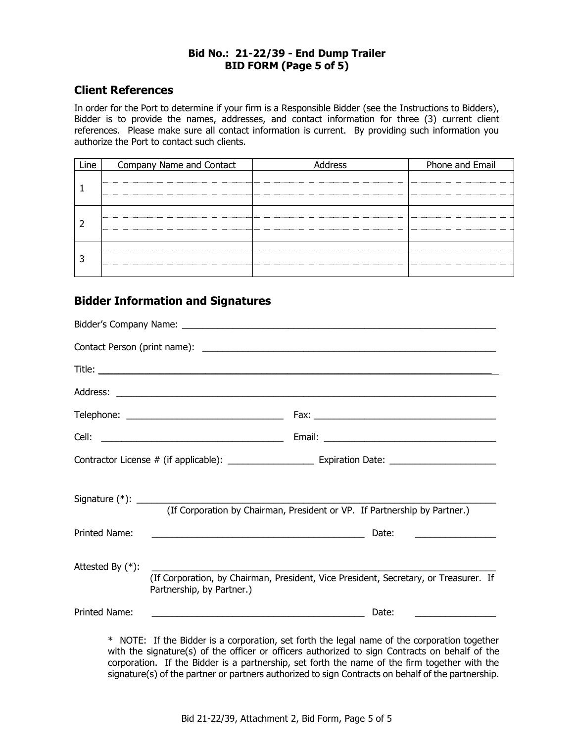**Bid No.: 21-22/39 - End Dump Trailer**
**BID FORM (Page 5 of 5)**

## Client References

In order for the Port to determine if your firm is a Responsible Bidder (see the Instructions to Bidders), Bidder is to provide the names, addresses, and contact information for three (3) current client references. Please make sure all contact information is current. By providing such information you authorize the Port to contact such clients.

| Line | Company Name and Contact | Address | Phone and Email |
|---|---|---|---|
| 1 | | | |
| 2 | | | |
| 3 | | | |

## Bidder Information and Signatures

Bidder's Company Name: ______________________________________________________________

Contact Person (print name): ______________________________________________________________

Title: ______________________________________________________________

Address: ______________________________________________________________

Telephone: ______________________________ Fax: ______________________________

Cell: ______________________________ Email: ______________________________

Contractor License # (if applicable): ________________ Expiration Date: ____________________

Signature (*): ______________________________________________________________
(If Corporation by Chairman, President or VP. If Partnership by Partner.)

Printed Name: __________________________________________ Date: ________________

Attested By (*): ______________________________________________________________
(If Corporation, by Chairman, President, Vice President, Secretary, or Treasurer. If Partnership, by Partner.)

Printed Name: __________________________________________ Date: ________________

* NOTE: If the Bidder is a corporation, set forth the legal name of the corporation together with the signature(s) of the officer or officers authorized to sign Contracts on behalf of the corporation. If the Bidder is a partnership, set forth the name of the firm together with the signature(s) of the partner or partners authorized to sign Contracts on behalf of the partnership.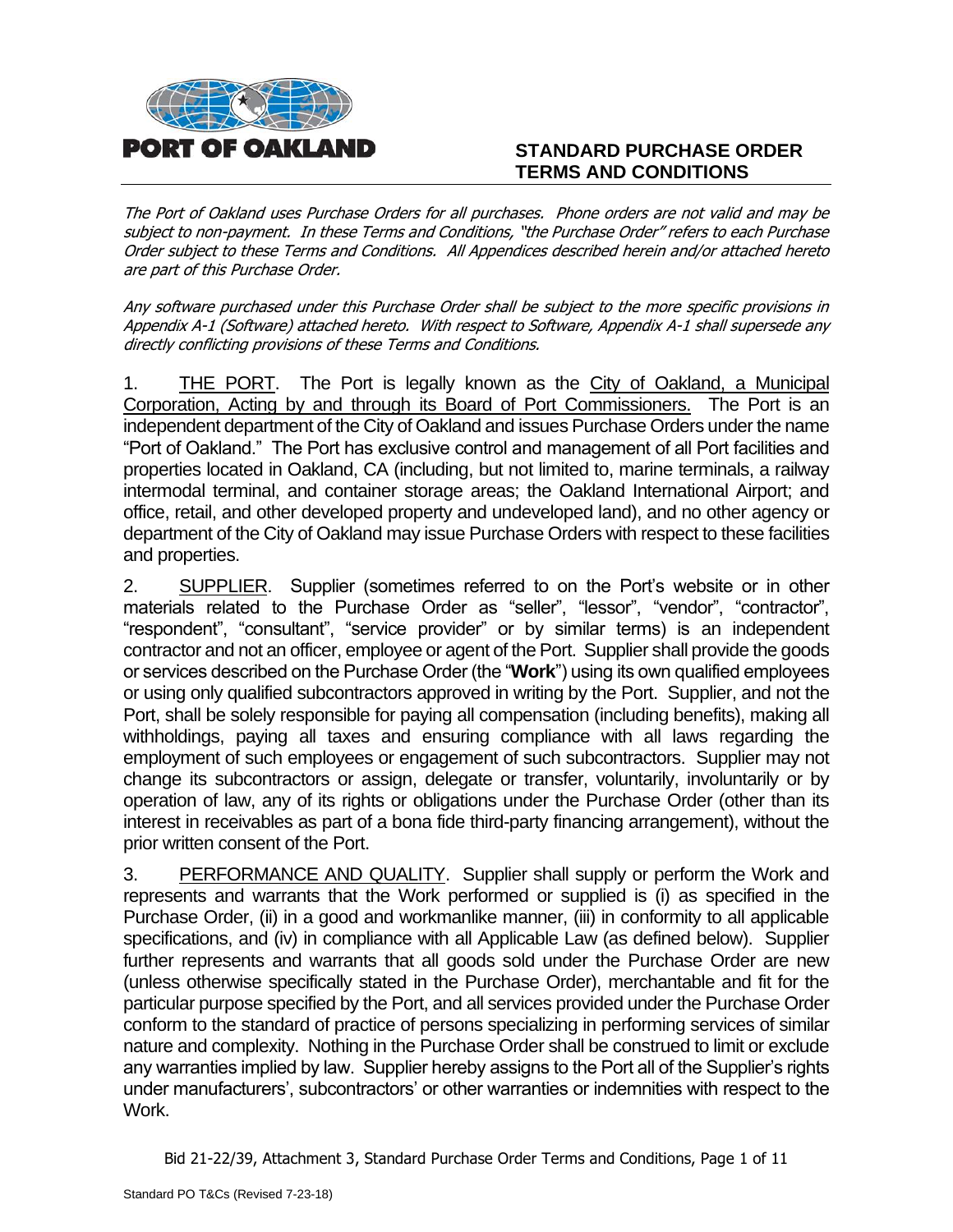# STANDARD PURCHASE ORDER TERMS AND CONDITIONS

*The Port of Oakland uses Purchase Orders for all purchases. Phone orders are not valid and may be subject to non-payment. In these Terms and Conditions, "the Purchase Order" refers to each Purchase Order subject to these Terms and Conditions. All Appendices described herein and/or attached hereto are part of this Purchase Order.*

*Any software purchased under this Purchase Order shall be subject to the more specific provisions in Appendix A-1 (Software) attached hereto. With respect to Software, Appendix A-1 shall supersede any directly conflicting provisions of these Terms and Conditions.*

1. THE PORT. The Port is legally known as the City of Oakland, a Municipal Corporation, Acting by and through its Board of Port Commissioners. The Port is an independent department of the City of Oakland and issues Purchase Orders under the name "Port of Oakland." The Port has exclusive control and management of all Port facilities and properties located in Oakland, CA (including, but not limited to, marine terminals, a railway intermodal terminal, and container storage areas; the Oakland International Airport; and office, retail, and other developed property and undeveloped land), and no other agency or department of the City of Oakland may issue Purchase Orders with respect to these facilities and properties.

2. SUPPLIER. Supplier (sometimes referred to on the Port's website or in other materials related to the Purchase Order as "seller", "lessor", "vendor", "contractor", "respondent", "consultant", "service provider" or by similar terms) is an independent contractor and not an officer, employee or agent of the Port. Supplier shall provide the goods or services described on the Purchase Order (the "**Work**") using its own qualified employees or using only qualified subcontractors approved in writing by the Port. Supplier, and not the Port, shall be solely responsible for paying all compensation (including benefits), making all withholdings, paying all taxes and ensuring compliance with all laws regarding the employment of such employees or engagement of such subcontractors. Supplier may not change its subcontractors or assign, delegate or transfer, voluntarily, involuntarily or by operation of law, any of its rights or obligations under the Purchase Order (other than its interest in receivables as part of a bona fide third-party financing arrangement), without the prior written consent of the Port.

3. PERFORMANCE AND QUALITY. Supplier shall supply or perform the Work and represents and warrants that the Work performed or supplied is (i) as specified in the Purchase Order, (ii) in a good and workmanlike manner, (iii) in conformity to all applicable specifications, and (iv) in compliance with all Applicable Law (as defined below). Supplier further represents and warrants that all goods sold under the Purchase Order are new (unless otherwise specifically stated in the Purchase Order), merchantable and fit for the particular purpose specified by the Port, and all services provided under the Purchase Order conform to the standard of practice of persons specializing in performing services of similar nature and complexity. Nothing in the Purchase Order shall be construed to limit or exclude any warranties implied by law. Supplier hereby assigns to the Port all of the Supplier's rights under manufacturers', subcontractors' or other warranties or indemnities with respect to the Work.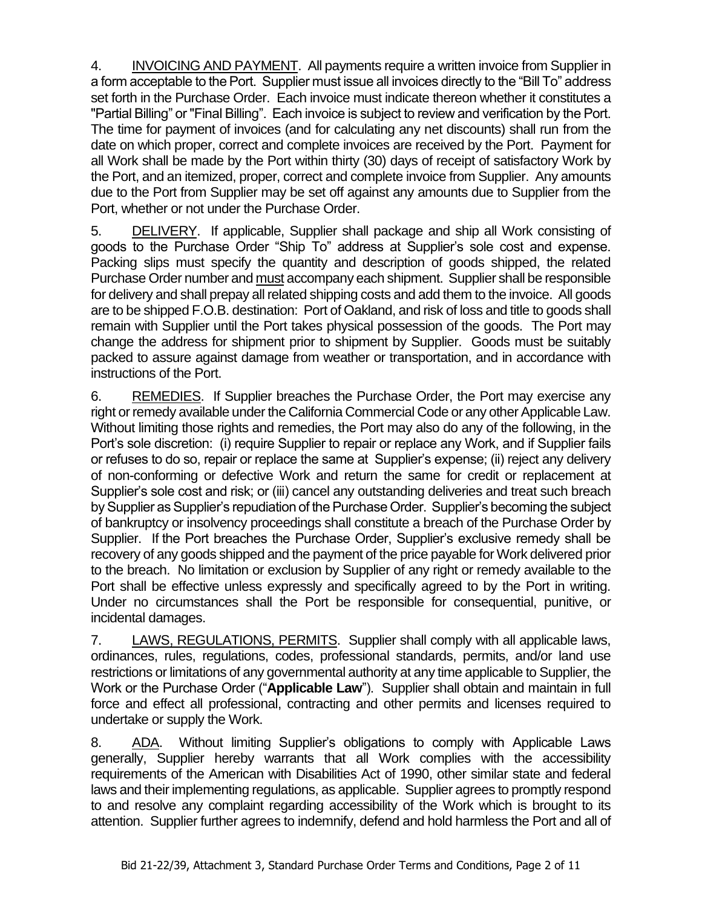4. INVOICING AND PAYMENT. All payments require a written invoice from Supplier in a form acceptable to the Port. Supplier must issue all invoices directly to the "Bill To" address set forth in the Purchase Order. Each invoice must indicate thereon whether it constitutes a "Partial Billing" or "Final Billing". Each invoice is subject to review and verification by the Port. The time for payment of invoices (and for calculating any net discounts) shall run from the date on which proper, correct and complete invoices are received by the Port. Payment for all Work shall be made by the Port within thirty (30) days of receipt of satisfactory Work by the Port, and an itemized, proper, correct and complete invoice from Supplier. Any amounts due to the Port from Supplier may be set off against any amounts due to Supplier from the Port, whether or not under the Purchase Order.

5. DELIVERY. If applicable, Supplier shall package and ship all Work consisting of goods to the Purchase Order "Ship To" address at Supplier's sole cost and expense. Packing slips must specify the quantity and description of goods shipped, the related Purchase Order number and must accompany each shipment. Supplier shall be responsible for delivery and shall prepay all related shipping costs and add them to the invoice. All goods are to be shipped F.O.B. destination: Port of Oakland, and risk of loss and title to goods shall remain with Supplier until the Port takes physical possession of the goods. The Port may change the address for shipment prior to shipment by Supplier. Goods must be suitably packed to assure against damage from weather or transportation, and in accordance with instructions of the Port.

6. REMEDIES. If Supplier breaches the Purchase Order, the Port may exercise any right or remedy available under the California Commercial Code or any other Applicable Law. Without limiting those rights and remedies, the Port may also do any of the following, in the Port's sole discretion: (i) require Supplier to repair or replace any Work, and if Supplier fails or refuses to do so, repair or replace the same at Supplier's expense; (ii) reject any delivery of non-conforming or defective Work and return the same for credit or replacement at Supplier's sole cost and risk; or (iii) cancel any outstanding deliveries and treat such breach by Supplier as Supplier's repudiation of the Purchase Order. Supplier's becoming the subject of bankruptcy or insolvency proceedings shall constitute a breach of the Purchase Order by Supplier. If the Port breaches the Purchase Order, Supplier's exclusive remedy shall be recovery of any goods shipped and the payment of the price payable for Work delivered prior to the breach. No limitation or exclusion by Supplier of any right or remedy available to the Port shall be effective unless expressly and specifically agreed to by the Port in writing. Under no circumstances shall the Port be responsible for consequential, punitive, or incidental damages.

7. LAWS, REGULATIONS, PERMITS. Supplier shall comply with all applicable laws, ordinances, rules, regulations, codes, professional standards, permits, and/or land use restrictions or limitations of any governmental authority at any time applicable to Supplier, the Work or the Purchase Order ("**Applicable Law**"). Supplier shall obtain and maintain in full force and effect all professional, contracting and other permits and licenses required to undertake or supply the Work.

8. ADA. Without limiting Supplier's obligations to comply with Applicable Laws generally, Supplier hereby warrants that all Work complies with the accessibility requirements of the American with Disabilities Act of 1990, other similar state and federal laws and their implementing regulations, as applicable. Supplier agrees to promptly respond to and resolve any complaint regarding accessibility of the Work which is brought to its attention. Supplier further agrees to indemnify, defend and hold harmless the Port and all of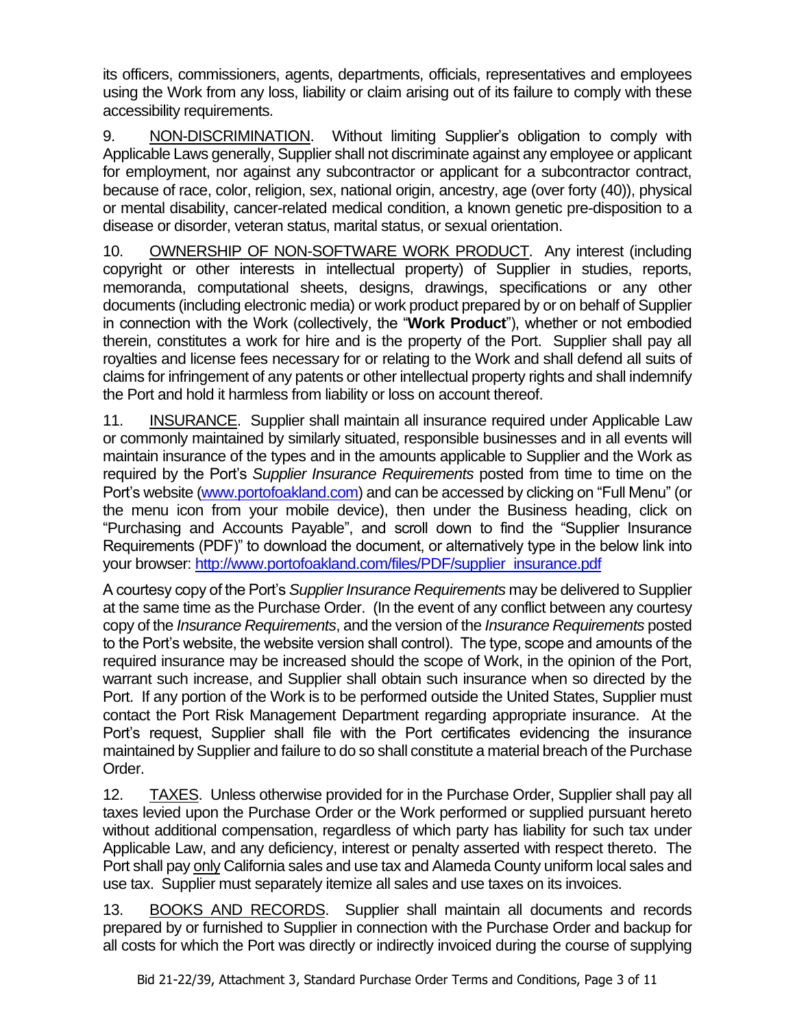its officers, commissioners, agents, departments, officials, representatives and employees using the Work from any loss, liability or claim arising out of its failure to comply with these accessibility requirements.

9. NON-DISCRIMINATION. Without limiting Supplier's obligation to comply with Applicable Laws generally, Supplier shall not discriminate against any employee or applicant for employment, nor against any subcontractor or applicant for a subcontractor contract, because of race, color, religion, sex, national origin, ancestry, age (over forty (40)), physical or mental disability, cancer-related medical condition, a known genetic pre-disposition to a disease or disorder, veteran status, marital status, or sexual orientation.

10. OWNERSHIP OF NON-SOFTWARE WORK PRODUCT. Any interest (including copyright or other interests in intellectual property) of Supplier in studies, reports, memoranda, computational sheets, designs, drawings, specifications or any other documents (including electronic media) or work product prepared by or on behalf of Supplier in connection with the Work (collectively, the "**Work Product**"), whether or not embodied therein, constitutes a work for hire and is the property of the Port. Supplier shall pay all royalties and license fees necessary for or relating to the Work and shall defend all suits of claims for infringement of any patents or other intellectual property rights and shall indemnify the Port and hold it harmless from liability or loss on account thereof.

11. INSURANCE. Supplier shall maintain all insurance required under Applicable Law or commonly maintained by similarly situated, responsible businesses and in all events will maintain insurance of the types and in the amounts applicable to Supplier and the Work as required by the Port's *Supplier Insurance Requirements* posted from time to time on the Port's website (www.portofoakland.com) and can be accessed by clicking on "Full Menu" (or the menu icon from your mobile device), then under the Business heading, click on "Purchasing and Accounts Payable", and scroll down to find the "Supplier Insurance Requirements (PDF)" to download the document, or alternatively type in the below link into your browser: http://www.portofoakland.com/files/PDF/supplier_insurance.pdf

A courtesy copy of the Port's *Supplier Insurance Requirements* may be delivered to Supplier at the same time as the Purchase Order. (In the event of any conflict between any courtesy copy of the *Insurance Requirements*, and the version of the *Insurance Requirements* posted to the Port's website, the website version shall control). The type, scope and amounts of the required insurance may be increased should the scope of Work, in the opinion of the Port, warrant such increase, and Supplier shall obtain such insurance when so directed by the Port. If any portion of the Work is to be performed outside the United States, Supplier must contact the Port Risk Management Department regarding appropriate insurance. At the Port's request, Supplier shall file with the Port certificates evidencing the insurance maintained by Supplier and failure to do so shall constitute a material breach of the Purchase Order.

12. TAXES. Unless otherwise provided for in the Purchase Order, Supplier shall pay all taxes levied upon the Purchase Order or the Work performed or supplied pursuant hereto without additional compensation, regardless of which party has liability for such tax under Applicable Law, and any deficiency, interest or penalty asserted with respect thereto. The Port shall pay only California sales and use tax and Alameda County uniform local sales and use tax. Supplier must separately itemize all sales and use taxes on its invoices.

13. BOOKS AND RECORDS. Supplier shall maintain all documents and records prepared by or furnished to Supplier in connection with the Purchase Order and backup for all costs for which the Port was directly or indirectly invoiced during the course of supplying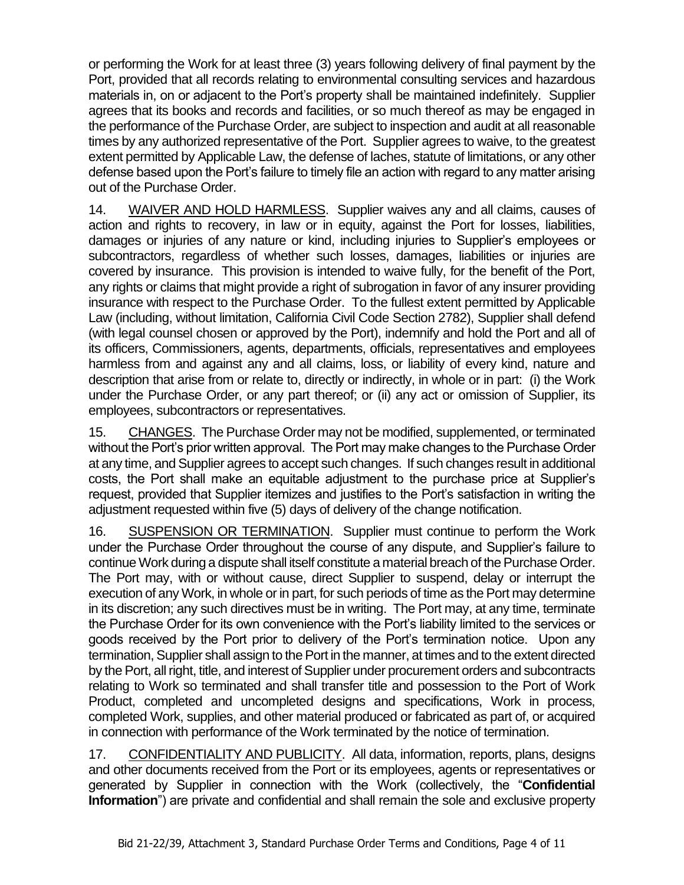or performing the Work for at least three (3) years following delivery of final payment by the Port, provided that all records relating to environmental consulting services and hazardous materials in, on or adjacent to the Port's property shall be maintained indefinitely. Supplier agrees that its books and records and facilities, or so much thereof as may be engaged in the performance of the Purchase Order, are subject to inspection and audit at all reasonable times by any authorized representative of the Port. Supplier agrees to waive, to the greatest extent permitted by Applicable Law, the defense of laches, statute of limitations, or any other defense based upon the Port's failure to timely file an action with regard to any matter arising out of the Purchase Order.

14. <u>WAIVER AND HOLD HARMLESS</u>. Supplier waives any and all claims, causes of action and rights to recovery, in law or in equity, against the Port for losses, liabilities, damages or injuries of any nature or kind, including injuries to Supplier's employees or subcontractors, regardless of whether such losses, damages, liabilities or injuries are covered by insurance. This provision is intended to waive fully, for the benefit of the Port, any rights or claims that might provide a right of subrogation in favor of any insurer providing insurance with respect to the Purchase Order. To the fullest extent permitted by Applicable Law (including, without limitation, California Civil Code Section 2782), Supplier shall defend (with legal counsel chosen or approved by the Port), indemnify and hold the Port and all of its officers, Commissioners, agents, departments, officials, representatives and employees harmless from and against any and all claims, loss, or liability of every kind, nature and description that arise from or relate to, directly or indirectly, in whole or in part: (i) the Work under the Purchase Order, or any part thereof; or (ii) any act or omission of Supplier, its employees, subcontractors or representatives.

15. <u>CHANGES</u>. The Purchase Order may not be modified, supplemented, or terminated without the Port's prior written approval. The Port may make changes to the Purchase Order at any time, and Supplier agrees to accept such changes. If such changes result in additional costs, the Port shall make an equitable adjustment to the purchase price at Supplier's request, provided that Supplier itemizes and justifies to the Port's satisfaction in writing the adjustment requested within five (5) days of delivery of the change notification.

16. <u>SUSPENSION OR TERMINATION</u>. Supplier must continue to perform the Work under the Purchase Order throughout the course of any dispute, and Supplier's failure to continue Work during a dispute shall itself constitute a material breach of the Purchase Order. The Port may, with or without cause, direct Supplier to suspend, delay or interrupt the execution of any Work, in whole or in part, for such periods of time as the Port may determine in its discretion; any such directives must be in writing. The Port may, at any time, terminate the Purchase Order for its own convenience with the Port's liability limited to the services or goods received by the Port prior to delivery of the Port's termination notice. Upon any termination, Supplier shall assign to the Port in the manner, at times and to the extent directed by the Port, all right, title, and interest of Supplier under procurement orders and subcontracts relating to Work so terminated and shall transfer title and possession to the Port of Work Product, completed and uncompleted designs and specifications, Work in process, completed Work, supplies, and other material produced or fabricated as part of, or acquired in connection with performance of the Work terminated by the notice of termination.

17. <u>CONFIDENTIALITY AND PUBLICITY</u>. All data, information, reports, plans, designs and other documents received from the Port or its employees, agents or representatives or generated by Supplier in connection with the Work (collectively, the "**Confidential Information**") are private and confidential and shall remain the sole and exclusive property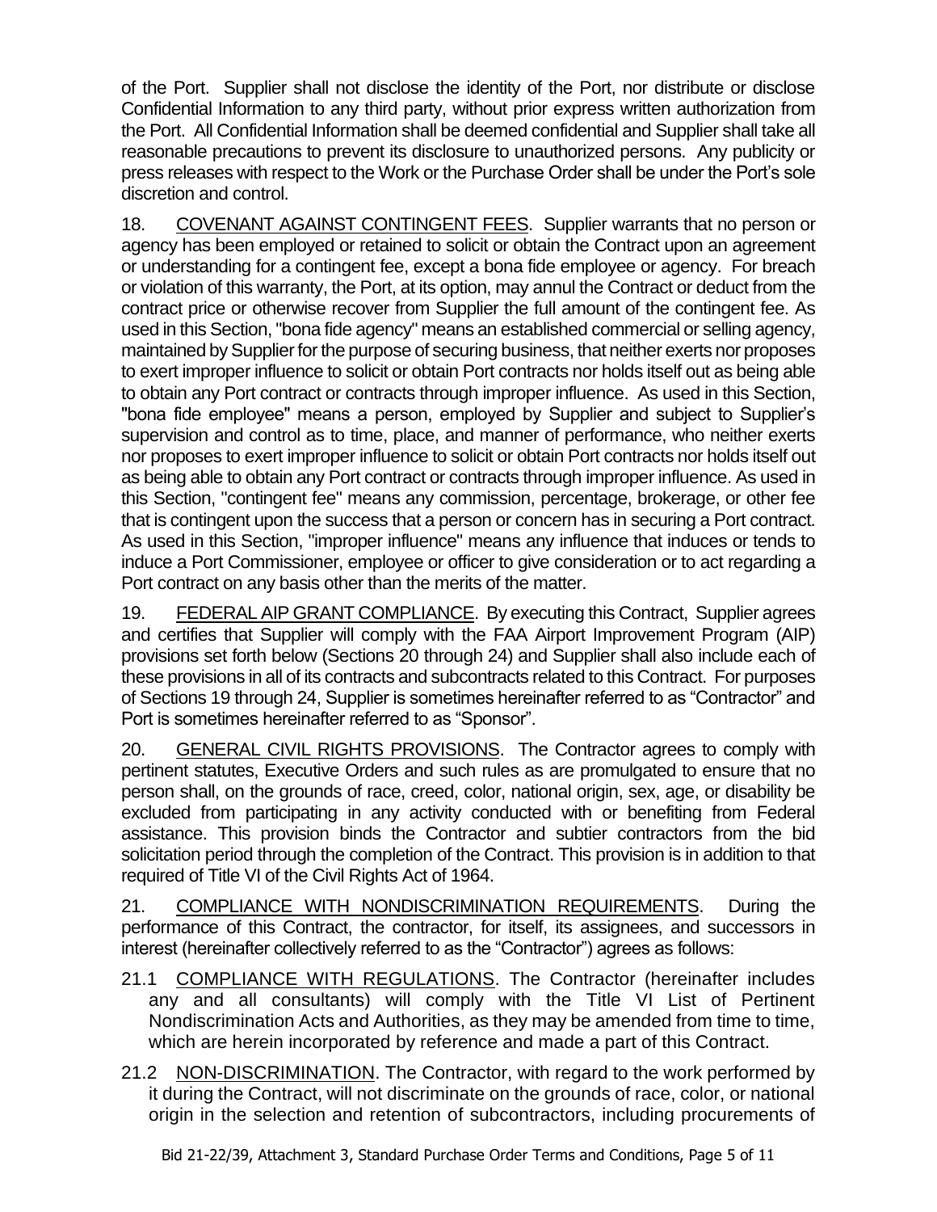of the Port. Supplier shall not disclose the identity of the Port, nor distribute or disclose Confidential Information to any third party, without prior express written authorization from the Port. All Confidential Information shall be deemed confidential and Supplier shall take all reasonable precautions to prevent its disclosure to unauthorized persons. Any publicity or press releases with respect to the Work or the Purchase Order shall be under the Port's sole discretion and control.

18. <u>COVENANT AGAINST CONTINGENT FEES</u>. Supplier warrants that no person or agency has been employed or retained to solicit or obtain the Contract upon an agreement or understanding for a contingent fee, except a bona fide employee or agency. For breach or violation of this warranty, the Port, at its option, may annul the Contract or deduct from the contract price or otherwise recover from Supplier the full amount of the contingent fee. As used in this Section, "bona fide agency" means an established commercial or selling agency, maintained by Supplier for the purpose of securing business, that neither exerts nor proposes to exert improper influence to solicit or obtain Port contracts nor holds itself out as being able to obtain any Port contract or contracts through improper influence. As used in this Section, "bona fide employee" means a person, employed by Supplier and subject to Supplier's supervision and control as to time, place, and manner of performance, who neither exerts nor proposes to exert improper influence to solicit or obtain Port contracts nor holds itself out as being able to obtain any Port contract or contracts through improper influence. As used in this Section, "contingent fee" means any commission, percentage, brokerage, or other fee that is contingent upon the success that a person or concern has in securing a Port contract. As used in this Section, "improper influence" means any influence that induces or tends to induce a Port Commissioner, employee or officer to give consideration or to act regarding a Port contract on any basis other than the merits of the matter.

19. <u>FEDERAL AIP GRANT COMPLIANCE</u>. By executing this Contract, Supplier agrees and certifies that Supplier will comply with the FAA Airport Improvement Program (AIP) provisions set forth below (Sections 20 through 24) and Supplier shall also include each of these provisions in all of its contracts and subcontracts related to this Contract. For purposes of Sections 19 through 24, Supplier is sometimes hereinafter referred to as "Contractor" and Port is sometimes hereinafter referred to as "Sponsor".

20. <u>GENERAL CIVIL RIGHTS PROVISIONS</u>. The Contractor agrees to comply with pertinent statutes, Executive Orders and such rules as are promulgated to ensure that no person shall, on the grounds of race, creed, color, national origin, sex, age, or disability be excluded from participating in any activity conducted with or benefiting from Federal assistance. This provision binds the Contractor and subtier contractors from the bid solicitation period through the completion of the Contract. This provision is in addition to that required of Title VI of the Civil Rights Act of 1964.

21. <u>COMPLIANCE WITH NONDISCRIMINATION REQUIREMENTS</u>. During the performance of this Contract, the contractor, for itself, its assignees, and successors in interest (hereinafter collectively referred to as the "Contractor") agrees as follows:

21.1 <u>COMPLIANCE WITH REGULATIONS</u>. The Contractor (hereinafter includes any and all consultants) will comply with the Title VI List of Pertinent Nondiscrimination Acts and Authorities, as they may be amended from time to time, which are herein incorporated by reference and made a part of this Contract.

21.2 <u>NON-DISCRIMINATION</u>. The Contractor, with regard to the work performed by it during the Contract, will not discriminate on the grounds of race, color, or national origin in the selection and retention of subcontractors, including procurements of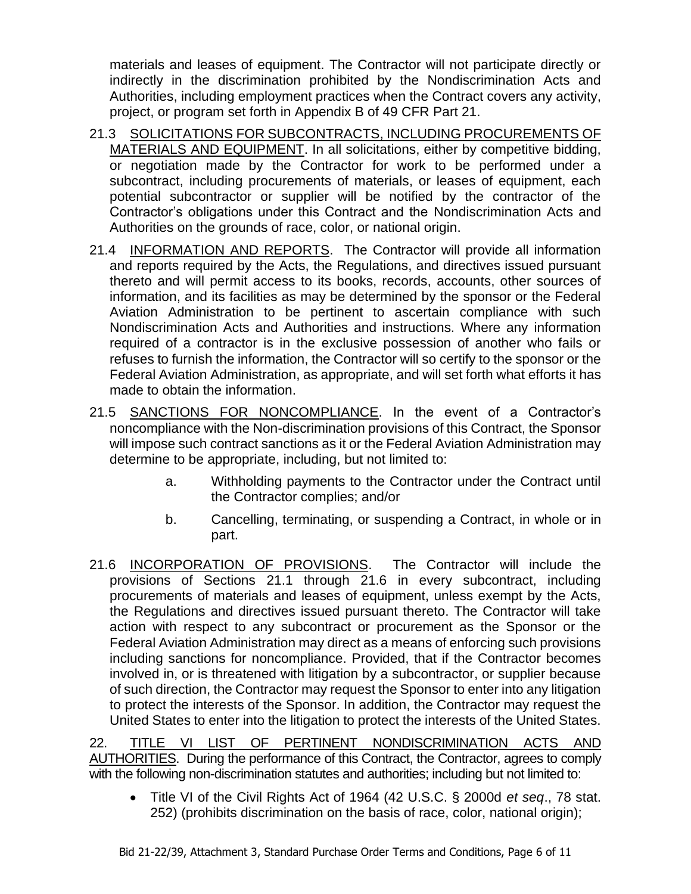materials and leases of equipment. The Contractor will not participate directly or indirectly in the discrimination prohibited by the Nondiscrimination Acts and Authorities, including employment practices when the Contract covers any activity, project, or program set forth in Appendix B of 49 CFR Part 21.

21.3 SOLICITATIONS FOR SUBCONTRACTS, INCLUDING PROCUREMENTS OF MATERIALS AND EQUIPMENT. In all solicitations, either by competitive bidding, or negotiation made by the Contractor for work to be performed under a subcontract, including procurements of materials, or leases of equipment, each potential subcontractor or supplier will be notified by the contractor of the Contractor's obligations under this Contract and the Nondiscrimination Acts and Authorities on the grounds of race, color, or national origin.

21.4 INFORMATION AND REPORTS. The Contractor will provide all information and reports required by the Acts, the Regulations, and directives issued pursuant thereto and will permit access to its books, records, accounts, other sources of information, and its facilities as may be determined by the sponsor or the Federal Aviation Administration to be pertinent to ascertain compliance with such Nondiscrimination Acts and Authorities and instructions. Where any information required of a contractor is in the exclusive possession of another who fails or refuses to furnish the information, the Contractor will so certify to the sponsor or the Federal Aviation Administration, as appropriate, and will set forth what efforts it has made to obtain the information.

21.5 SANCTIONS FOR NONCOMPLIANCE. In the event of a Contractor's noncompliance with the Non-discrimination provisions of this Contract, the Sponsor will impose such contract sanctions as it or the Federal Aviation Administration may determine to be appropriate, including, but not limited to:

a. Withholding payments to the Contractor under the Contract until the Contractor complies; and/or

b. Cancelling, terminating, or suspending a Contract, in whole or in part.

21.6 INCORPORATION OF PROVISIONS. The Contractor will include the provisions of Sections 21.1 through 21.6 in every subcontract, including procurements of materials and leases of equipment, unless exempt by the Acts, the Regulations and directives issued pursuant thereto. The Contractor will take action with respect to any subcontract or procurement as the Sponsor or the Federal Aviation Administration may direct as a means of enforcing such provisions including sanctions for noncompliance. Provided, that if the Contractor becomes involved in, or is threatened with litigation by a subcontractor, or supplier because of such direction, the Contractor may request the Sponsor to enter into any litigation to protect the interests of the Sponsor. In addition, the Contractor may request the United States to enter into the litigation to protect the interests of the United States.

22. TITLE VI LIST OF PERTINENT NONDISCRIMINATION ACTS AND AUTHORITIES. During the performance of this Contract, the Contractor, agrees to comply with the following non-discrimination statutes and authorities; including but not limited to:

- Title VI of the Civil Rights Act of 1964 (42 U.S.C. § 2000d *et seq*., 78 stat. 252) (prohibits discrimination on the basis of race, color, national origin);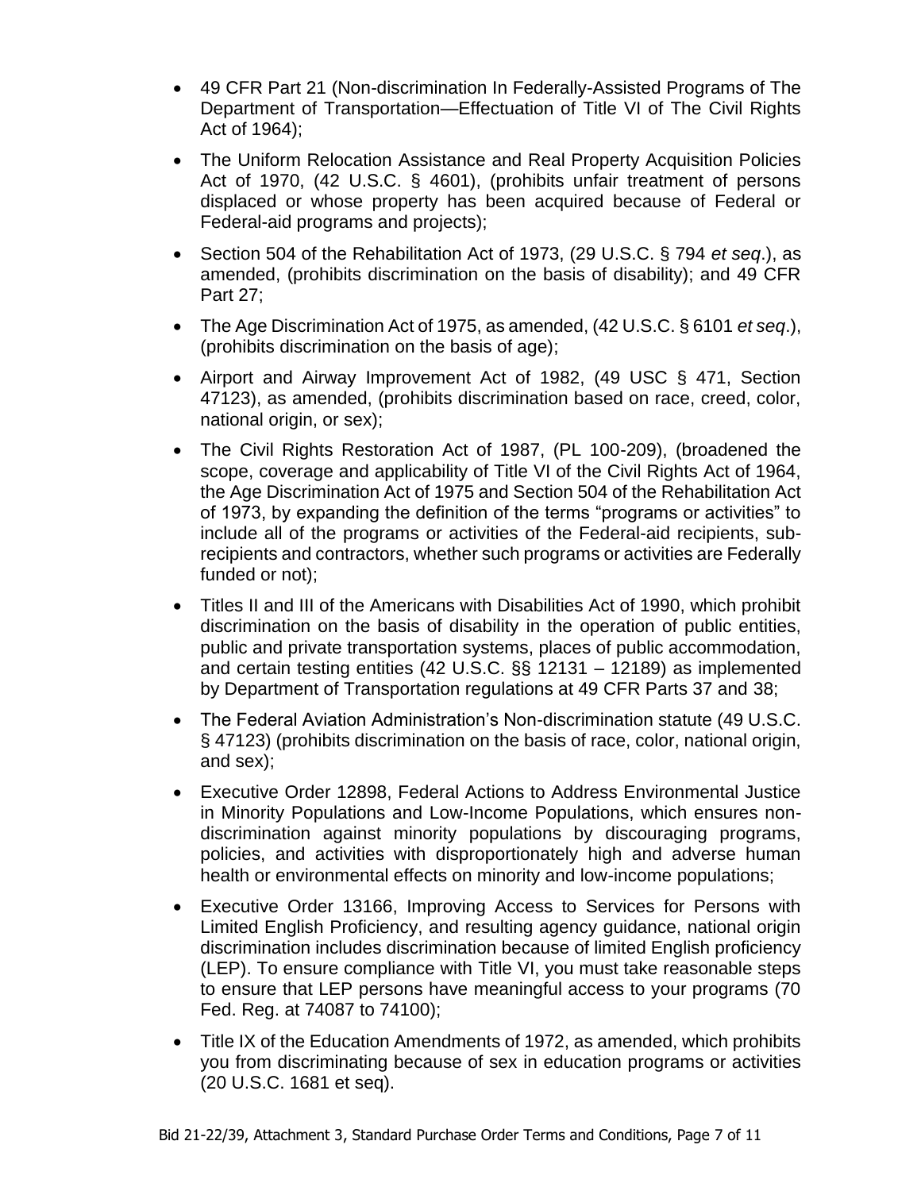- 49 CFR Part 21 (Non-discrimination In Federally-Assisted Programs of The Department of Transportation—Effectuation of Title VI of The Civil Rights Act of 1964);
- The Uniform Relocation Assistance and Real Property Acquisition Policies Act of 1970, (42 U.S.C. § 4601), (prohibits unfair treatment of persons displaced or whose property has been acquired because of Federal or Federal-aid programs and projects);
- Section 504 of the Rehabilitation Act of 1973, (29 U.S.C. § 794 *et seq*.), as amended, (prohibits discrimination on the basis of disability); and 49 CFR Part 27;
- The Age Discrimination Act of 1975, as amended, (42 U.S.C. § 6101 *et seq*.), (prohibits discrimination on the basis of age);
- Airport and Airway Improvement Act of 1982, (49 USC § 471, Section 47123), as amended, (prohibits discrimination based on race, creed, color, national origin, or sex);
- The Civil Rights Restoration Act of 1987, (PL 100-209), (broadened the scope, coverage and applicability of Title VI of the Civil Rights Act of 1964, the Age Discrimination Act of 1975 and Section 504 of the Rehabilitation Act of 1973, by expanding the definition of the terms "programs or activities" to include all of the programs or activities of the Federal-aid recipients, sub-recipients and contractors, whether such programs or activities are Federally funded or not);
- Titles II and III of the Americans with Disabilities Act of 1990, which prohibit discrimination on the basis of disability in the operation of public entities, public and private transportation systems, places of public accommodation, and certain testing entities (42 U.S.C. §§ 12131 – 12189) as implemented by Department of Transportation regulations at 49 CFR Parts 37 and 38;
- The Federal Aviation Administration's Non-discrimination statute (49 U.S.C. § 47123) (prohibits discrimination on the basis of race, color, national origin, and sex);
- Executive Order 12898, Federal Actions to Address Environmental Justice in Minority Populations and Low-Income Populations, which ensures non-discrimination against minority populations by discouraging programs, policies, and activities with disproportionately high and adverse human health or environmental effects on minority and low-income populations;
- Executive Order 13166, Improving Access to Services for Persons with Limited English Proficiency, and resulting agency guidance, national origin discrimination includes discrimination because of limited English proficiency (LEP). To ensure compliance with Title VI, you must take reasonable steps to ensure that LEP persons have meaningful access to your programs (70 Fed. Reg. at 74087 to 74100);
- Title IX of the Education Amendments of 1972, as amended, which prohibits you from discriminating because of sex in education programs or activities (20 U.S.C. 1681 et seq).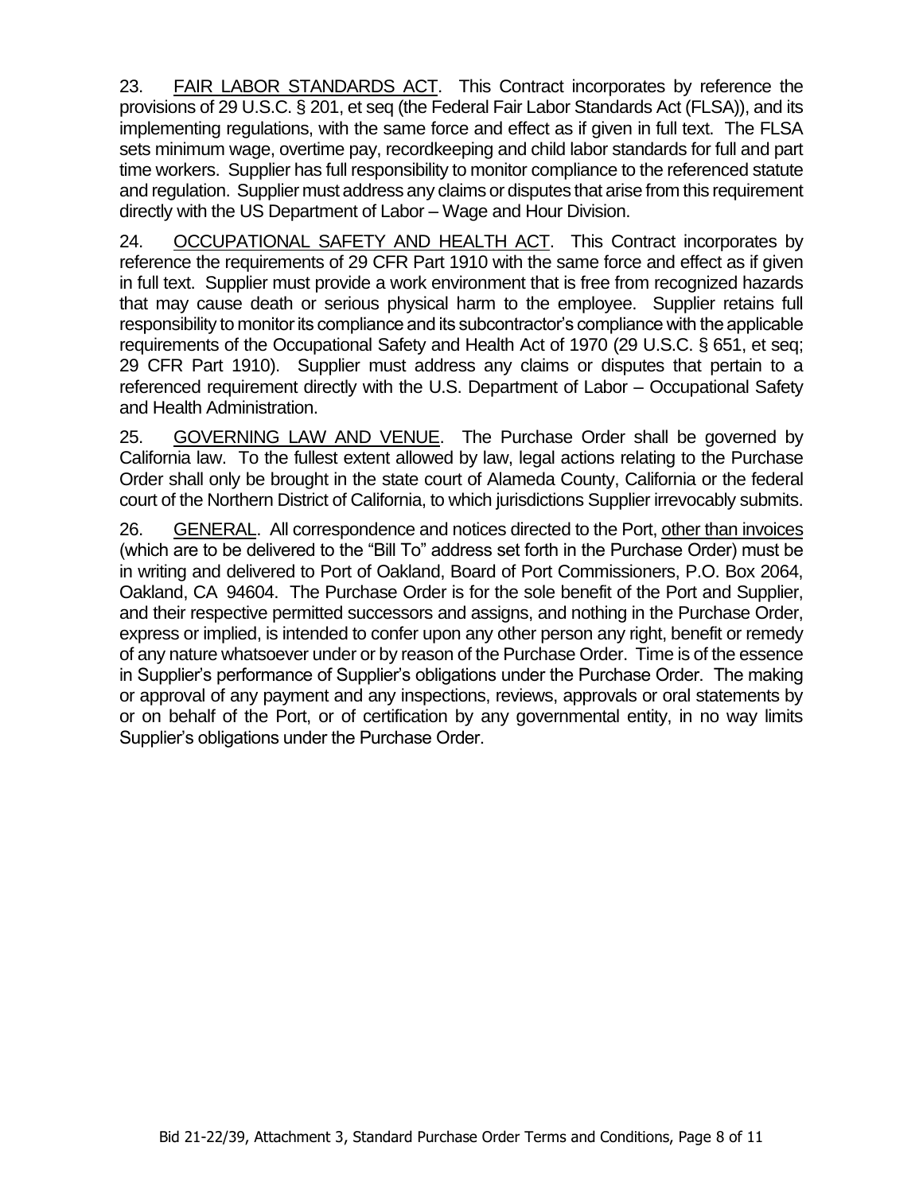23. FAIR LABOR STANDARDS ACT. This Contract incorporates by reference the provisions of 29 U.S.C. § 201, et seq (the Federal Fair Labor Standards Act (FLSA)), and its implementing regulations, with the same force and effect as if given in full text. The FLSA sets minimum wage, overtime pay, recordkeeping and child labor standards for full and part time workers. Supplier has full responsibility to monitor compliance to the referenced statute and regulation. Supplier must address any claims or disputes that arise from this requirement directly with the US Department of Labor – Wage and Hour Division.

24. OCCUPATIONAL SAFETY AND HEALTH ACT. This Contract incorporates by reference the requirements of 29 CFR Part 1910 with the same force and effect as if given in full text. Supplier must provide a work environment that is free from recognized hazards that may cause death or serious physical harm to the employee. Supplier retains full responsibility to monitor its compliance and its subcontractor's compliance with the applicable requirements of the Occupational Safety and Health Act of 1970 (29 U.S.C. § 651, et seq; 29 CFR Part 1910). Supplier must address any claims or disputes that pertain to a referenced requirement directly with the U.S. Department of Labor – Occupational Safety and Health Administration.

25. GOVERNING LAW AND VENUE. The Purchase Order shall be governed by California law. To the fullest extent allowed by law, legal actions relating to the Purchase Order shall only be brought in the state court of Alameda County, California or the federal court of the Northern District of California, to which jurisdictions Supplier irrevocably submits.

26. GENERAL. All correspondence and notices directed to the Port, other than invoices (which are to be delivered to the "Bill To" address set forth in the Purchase Order) must be in writing and delivered to Port of Oakland, Board of Port Commissioners, P.O. Box 2064, Oakland, CA 94604. The Purchase Order is for the sole benefit of the Port and Supplier, and their respective permitted successors and assigns, and nothing in the Purchase Order, express or implied, is intended to confer upon any other person any right, benefit or remedy of any nature whatsoever under or by reason of the Purchase Order. Time is of the essence in Supplier's performance of Supplier's obligations under the Purchase Order. The making or approval of any payment and any inspections, reviews, approvals or oral statements by or on behalf of the Port, or of certification by any governmental entity, in no way limits Supplier's obligations under the Purchase Order.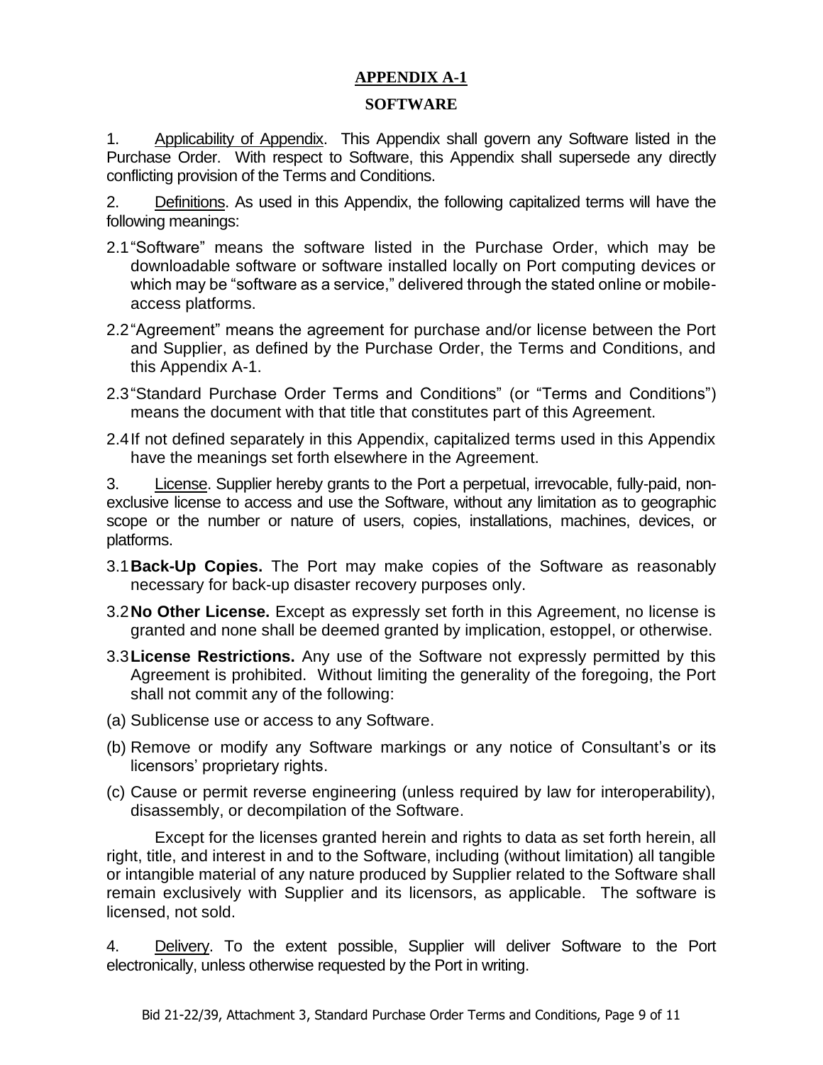# APPENDIX A-1

## SOFTWARE

1. Applicability of Appendix. This Appendix shall govern any Software listed in the Purchase Order. With respect to Software, this Appendix shall supersede any directly conflicting provision of the Terms and Conditions.

2. Definitions. As used in this Appendix, the following capitalized terms will have the following meanings:

2.1 "Software" means the software listed in the Purchase Order, which may be downloadable software or software installed locally on Port computing devices or which may be "software as a service," delivered through the stated online or mobile-access platforms.

2.2 "Agreement" means the agreement for purchase and/or license between the Port and Supplier, as defined by the Purchase Order, the Terms and Conditions, and this Appendix A-1.

2.3 "Standard Purchase Order Terms and Conditions" (or "Terms and Conditions") means the document with that title that constitutes part of this Agreement.

2.4 If not defined separately in this Appendix, capitalized terms used in this Appendix have the meanings set forth elsewhere in the Agreement.

3. License. Supplier hereby grants to the Port a perpetual, irrevocable, fully-paid, non-exclusive license to access and use the Software, without any limitation as to geographic scope or the number or nature of users, copies, installations, machines, devices, or platforms.

3.1 **Back-Up Copies.** The Port may make copies of the Software as reasonably necessary for back-up disaster recovery purposes only.

3.2 **No Other License.** Except as expressly set forth in this Agreement, no license is granted and none shall be deemed granted by implication, estoppel, or otherwise.

3.3 **License Restrictions.** Any use of the Software not expressly permitted by this Agreement is prohibited. Without limiting the generality of the foregoing, the Port shall not commit any of the following:

(a) Sublicense use or access to any Software.

(b) Remove or modify any Software markings or any notice of Consultant's or its licensors' proprietary rights.

(c) Cause or permit reverse engineering (unless required by law for interoperability), disassembly, or decompilation of the Software.

Except for the licenses granted herein and rights to data as set forth herein, all right, title, and interest in and to the Software, including (without limitation) all tangible or intangible material of any nature produced by Supplier related to the Software shall remain exclusively with Supplier and its licensors, as applicable. The software is licensed, not sold.

4. Delivery. To the extent possible, Supplier will deliver Software to the Port electronically, unless otherwise requested by the Port in writing.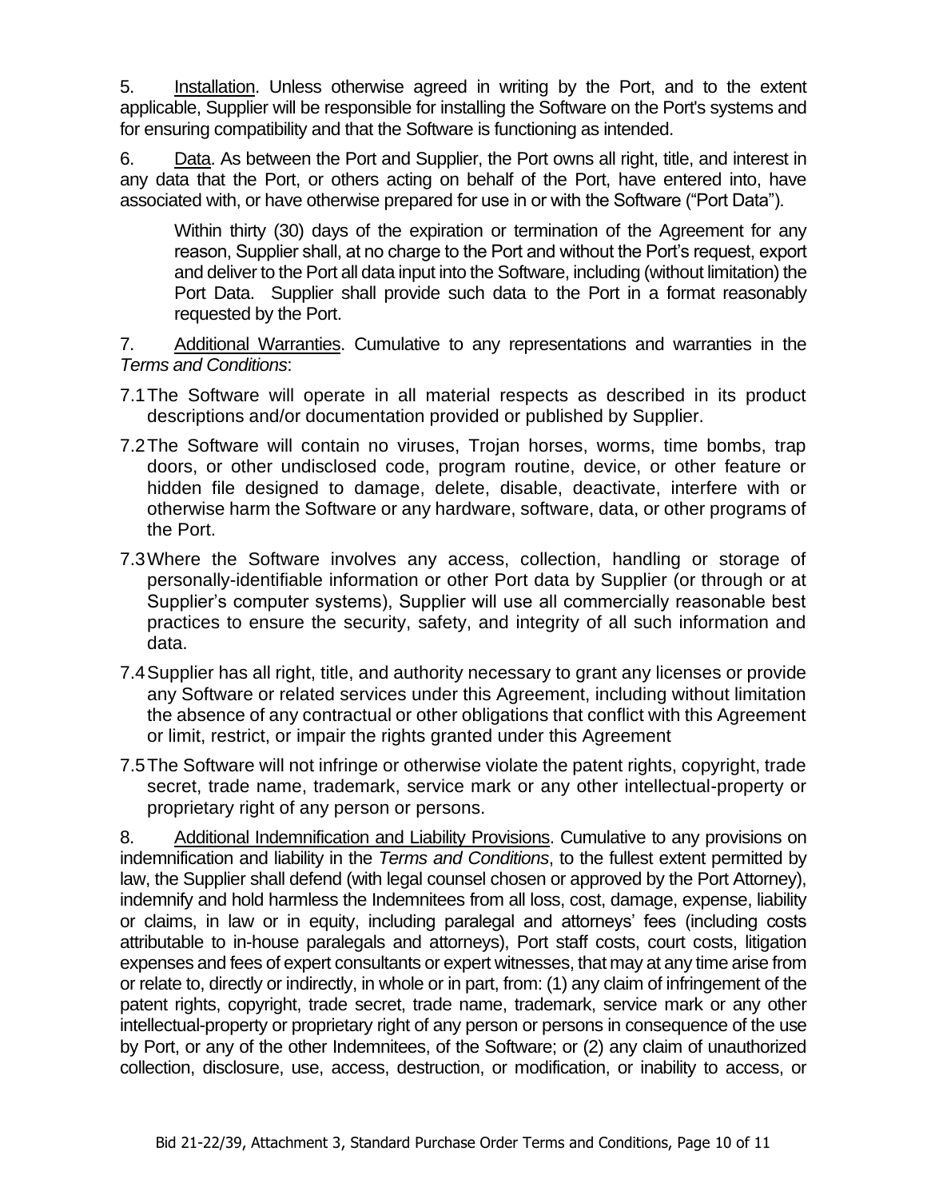5. Installation. Unless otherwise agreed in writing by the Port, and to the extent applicable, Supplier will be responsible for installing the Software on the Port's systems and for ensuring compatibility and that the Software is functioning as intended.

6. Data. As between the Port and Supplier, the Port owns all right, title, and interest in any data that the Port, or others acting on behalf of the Port, have entered into, have associated with, or have otherwise prepared for use in or with the Software ("Port Data").

> Within thirty (30) days of the expiration or termination of the Agreement for any reason, Supplier shall, at no charge to the Port and without the Port's request, export and deliver to the Port all data input into the Software, including (without limitation) the Port Data. Supplier shall provide such data to the Port in a format reasonably requested by the Port.

7. Additional Warranties. Cumulative to any representations and warranties in the *Terms and Conditions*:

7.1 The Software will operate in all material respects as described in its product descriptions and/or documentation provided or published by Supplier.

7.2 The Software will contain no viruses, Trojan horses, worms, time bombs, trap doors, or other undisclosed code, program routine, device, or other feature or hidden file designed to damage, delete, disable, deactivate, interfere with or otherwise harm the Software or any hardware, software, data, or other programs of the Port.

7.3 Where the Software involves any access, collection, handling or storage of personally-identifiable information or other Port data by Supplier (or through or at Supplier's computer systems), Supplier will use all commercially reasonable best practices to ensure the security, safety, and integrity of all such information and data.

7.4 Supplier has all right, title, and authority necessary to grant any licenses or provide any Software or related services under this Agreement, including without limitation the absence of any contractual or other obligations that conflict with this Agreement or limit, restrict, or impair the rights granted under this Agreement

7.5 The Software will not infringe or otherwise violate the patent rights, copyright, trade secret, trade name, trademark, service mark or any other intellectual-property or proprietary right of any person or persons.

8. Additional Indemnification and Liability Provisions. Cumulative to any provisions on indemnification and liability in the *Terms and Conditions*, to the fullest extent permitted by law, the Supplier shall defend (with legal counsel chosen or approved by the Port Attorney), indemnify and hold harmless the Indemnitees from all loss, cost, damage, expense, liability or claims, in law or in equity, including paralegal and attorneys' fees (including costs attributable to in-house paralegals and attorneys), Port staff costs, court costs, litigation expenses and fees of expert consultants or expert witnesses, that may at any time arise from or relate to, directly or indirectly, in whole or in part, from: (1) any claim of infringement of the patent rights, copyright, trade secret, trade name, trademark, service mark or any other intellectual-property or proprietary right of any person or persons in consequence of the use by Port, or any of the other Indemnitees, of the Software; or (2) any claim of unauthorized collection, disclosure, use, access, destruction, or modification, or inability to access, or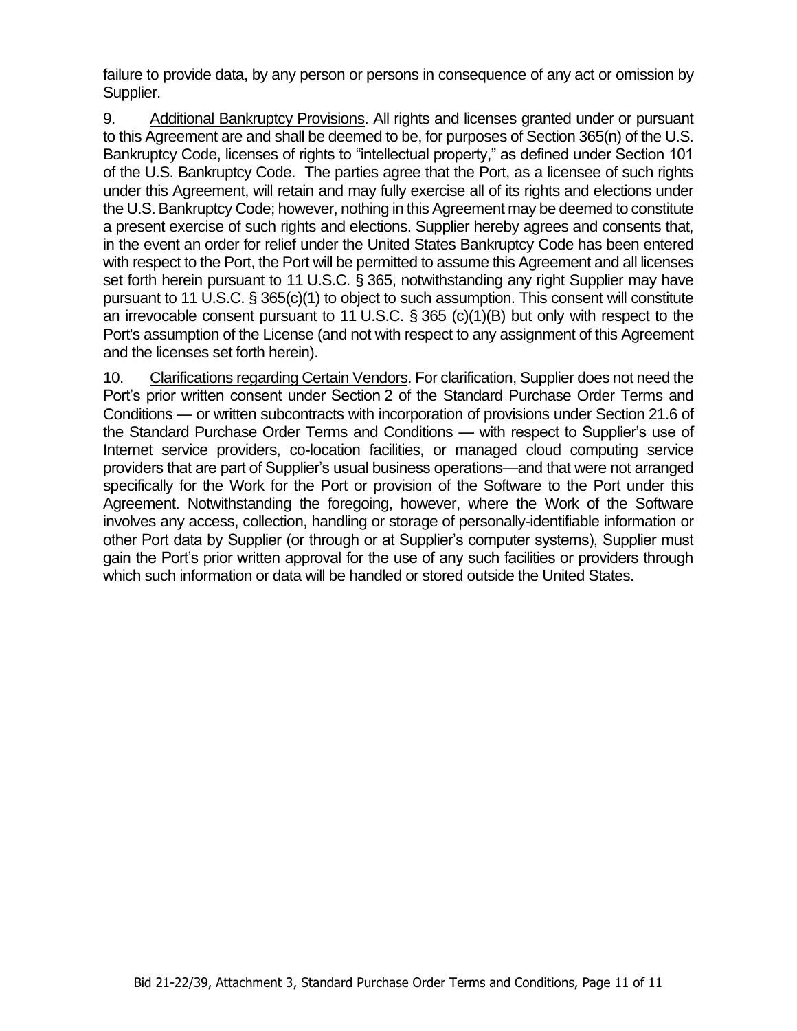failure to provide data, by any person or persons in consequence of any act or omission by Supplier.

9. Additional Bankruptcy Provisions. All rights and licenses granted under or pursuant to this Agreement are and shall be deemed to be, for purposes of Section 365(n) of the U.S. Bankruptcy Code, licenses of rights to "intellectual property," as defined under Section 101 of the U.S. Bankruptcy Code. The parties agree that the Port, as a licensee of such rights under this Agreement, will retain and may fully exercise all of its rights and elections under the U.S. Bankruptcy Code; however, nothing in this Agreement may be deemed to constitute a present exercise of such rights and elections. Supplier hereby agrees and consents that, in the event an order for relief under the United States Bankruptcy Code has been entered with respect to the Port, the Port will be permitted to assume this Agreement and all licenses set forth herein pursuant to 11 U.S.C. § 365, notwithstanding any right Supplier may have pursuant to 11 U.S.C. § 365(c)(1) to object to such assumption. This consent will constitute an irrevocable consent pursuant to 11 U.S.C. § 365 (c)(1)(B) but only with respect to the Port's assumption of the License (and not with respect to any assignment of this Agreement and the licenses set forth herein).

10. Clarifications regarding Certain Vendors. For clarification, Supplier does not need the Port's prior written consent under Section 2 of the Standard Purchase Order Terms and Conditions — or written subcontracts with incorporation of provisions under Section 21.6 of the Standard Purchase Order Terms and Conditions — with respect to Supplier's use of Internet service providers, co-location facilities, or managed cloud computing service providers that are part of Supplier's usual business operations—and that were not arranged specifically for the Work for the Port or provision of the Software to the Port under this Agreement. Notwithstanding the foregoing, however, where the Work of the Software involves any access, collection, handling or storage of personally-identifiable information or other Port data by Supplier (or through or at Supplier's computer systems), Supplier must gain the Port's prior written approval for the use of any such facilities or providers through which such information or data will be handled or stored outside the United States.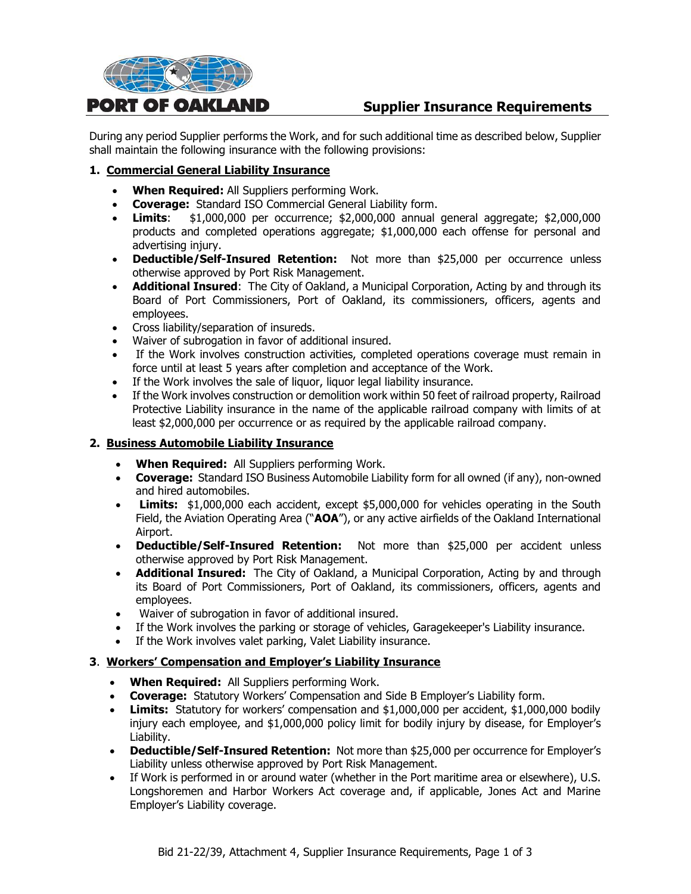# PORT OF OAKLAND

## Supplier Insurance Requirements

During any period Supplier performs the Work, and for such additional time as described below, Supplier shall maintain the following insurance with the following provisions:

### 1. Commercial General Liability Insurance

- **When Required:** All Suppliers performing Work.
- **Coverage:** Standard ISO Commercial General Liability form.
- **Limits**: $1,000,000 per occurrence; $2,000,000 annual general aggregate; $2,000,000 products and completed operations aggregate; $1,000,000 each offense for personal and advertising injury.
- **Deductible/Self-Insured Retention:** Not more than $25,000 per occurrence unless otherwise approved by Port Risk Management.
- **Additional Insured**: The City of Oakland, a Municipal Corporation, Acting by and through its Board of Port Commissioners, Port of Oakland, its commissioners, officers, agents and employees.
- Cross liability/separation of insureds.
- Waiver of subrogation in favor of additional insured.
- If the Work involves construction activities, completed operations coverage must remain in force until at least 5 years after completion and acceptance of the Work.
- If the Work involves the sale of liquor, liquor legal liability insurance.
- If the Work involves construction or demolition work within 50 feet of railroad property, Railroad Protective Liability insurance in the name of the applicable railroad company with limits of at least $2,000,000 per occurrence or as required by the applicable railroad company.

### 2. Business Automobile Liability Insurance

- **When Required:** All Suppliers performing Work.
- **Coverage:** Standard ISO Business Automobile Liability form for all owned (if any), non-owned and hired automobiles.
- **Limits:** $1,000,000 each accident, except $5,000,000 for vehicles operating in the South Field, the Aviation Operating Area ("**AOA**"), or any active airfields of the Oakland International Airport.
- **Deductible/Self-Insured Retention:** Not more than $25,000 per accident unless otherwise approved by Port Risk Management.
- **Additional Insured:** The City of Oakland, a Municipal Corporation, Acting by and through its Board of Port Commissioners, Port of Oakland, its commissioners, officers, agents and employees.
- Waiver of subrogation in favor of additional insured.
- If the Work involves the parking or storage of vehicles, Garagekeeper's Liability insurance.
- If the Work involves valet parking, Valet Liability insurance.

### 3. Workers' Compensation and Employer's Liability Insurance

- **When Required:** All Suppliers performing Work.
- **Coverage:** Statutory Workers' Compensation and Side B Employer's Liability form.
- **Limits:** Statutory for workers' compensation and $1,000,000 per accident, $1,000,000 bodily injury each employee, and $1,000,000 policy limit for bodily injury by disease, for Employer's Liability.
- **Deductible/Self-Insured Retention:** Not more than $25,000 per occurrence for Employer's Liability unless otherwise approved by Port Risk Management.
- If Work is performed in or around water (whether in the Port maritime area or elsewhere), U.S. Longshoremen and Harbor Workers Act coverage and, if applicable, Jones Act and Marine Employer's Liability coverage.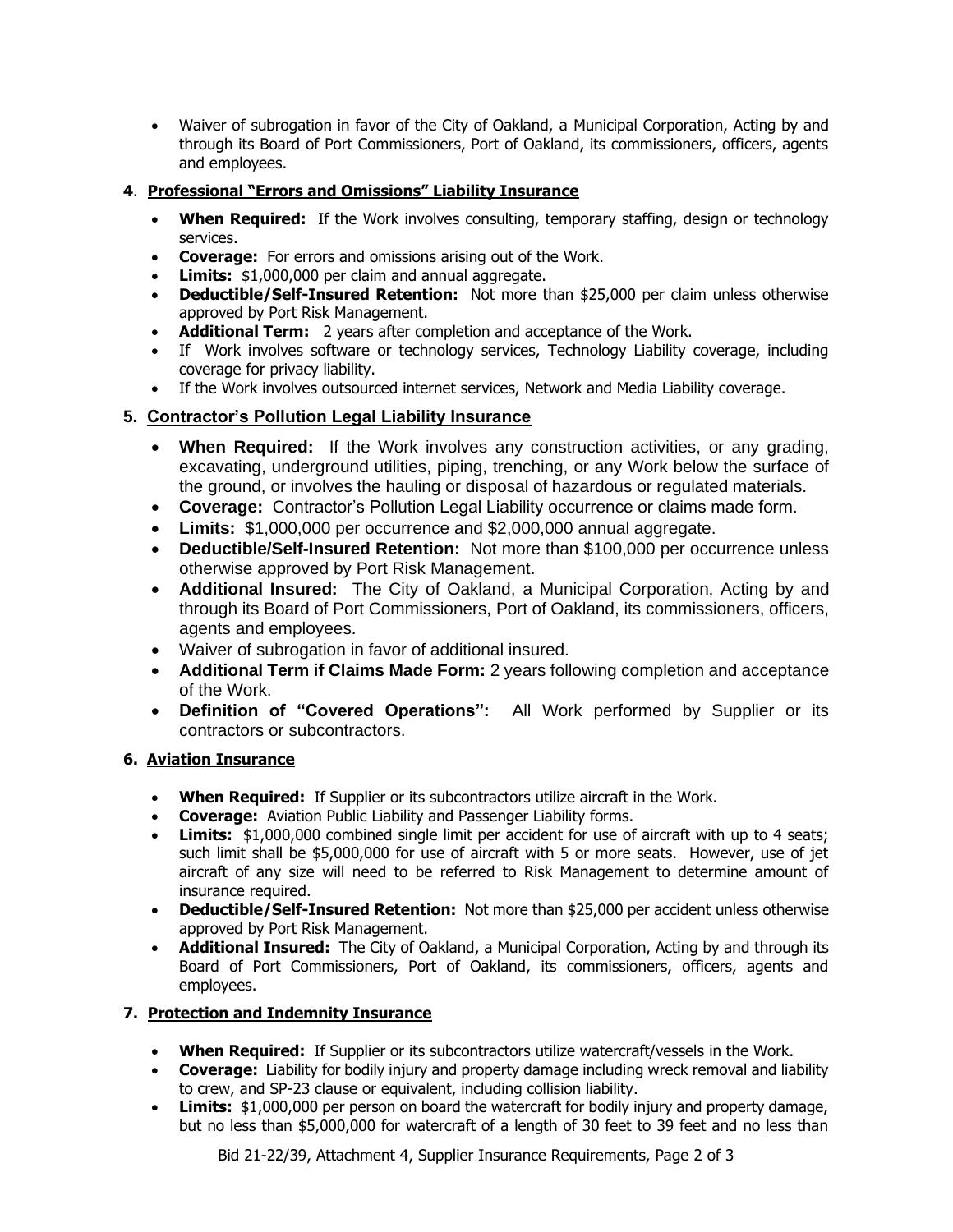- Waiver of subrogation in favor of the City of Oakland, a Municipal Corporation, Acting by and through its Board of Port Commissioners, Port of Oakland, its commissioners, officers, agents and employees.

**4**. **Professional "Errors and Omissions" Liability Insurance**

- **When Required:** If the Work involves consulting, temporary staffing, design or technology services.
- **Coverage:** For errors and omissions arising out of the Work.
- **Limits:** $1,000,000 per claim and annual aggregate.
- **Deductible/Self-Insured Retention:** Not more than $25,000 per claim unless otherwise approved by Port Risk Management.
- **Additional Term:** 2 years after completion and acceptance of the Work.
- If Work involves software or technology services, Technology Liability coverage, including coverage for privacy liability.
- If the Work involves outsourced internet services, Network and Media Liability coverage.

**5. Contractor's Pollution Legal Liability Insurance**

- **When Required:** If the Work involves any construction activities, or any grading, excavating, underground utilities, piping, trenching, or any Work below the surface of the ground, or involves the hauling or disposal of hazardous or regulated materials.
- **Coverage:** Contractor's Pollution Legal Liability occurrence or claims made form.
- **Limits:** $1,000,000 per occurrence and $2,000,000 annual aggregate.
- **Deductible/Self-Insured Retention:** Not more than $100,000 per occurrence unless otherwise approved by Port Risk Management.
- **Additional Insured:** The City of Oakland, a Municipal Corporation, Acting by and through its Board of Port Commissioners, Port of Oakland, its commissioners, officers, agents and employees.
- Waiver of subrogation in favor of additional insured.
- **Additional Term if Claims Made Form:** 2 years following completion and acceptance of the Work.
- **Definition of "Covered Operations":** All Work performed by Supplier or its contractors or subcontractors.

**6. Aviation Insurance**

- **When Required:** If Supplier or its subcontractors utilize aircraft in the Work.
- **Coverage:** Aviation Public Liability and Passenger Liability forms.
- **Limits:** $1,000,000 combined single limit per accident for use of aircraft with up to 4 seats; such limit shall be $5,000,000 for use of aircraft with 5 or more seats. However, use of jet aircraft of any size will need to be referred to Risk Management to determine amount of insurance required.
- **Deductible/Self-Insured Retention:** Not more than $25,000 per accident unless otherwise approved by Port Risk Management.
- **Additional Insured:** The City of Oakland, a Municipal Corporation, Acting by and through its Board of Port Commissioners, Port of Oakland, its commissioners, officers, agents and employees.

**7. Protection and Indemnity Insurance**

- **When Required:** If Supplier or its subcontractors utilize watercraft/vessels in the Work.
- **Coverage:** Liability for bodily injury and property damage including wreck removal and liability to crew, and SP-23 clause or equivalent, including collision liability.
- **Limits:** $1,000,000 per person on board the watercraft for bodily injury and property damage, but no less than $5,000,000 for watercraft of a length of 30 feet to 39 feet and no less than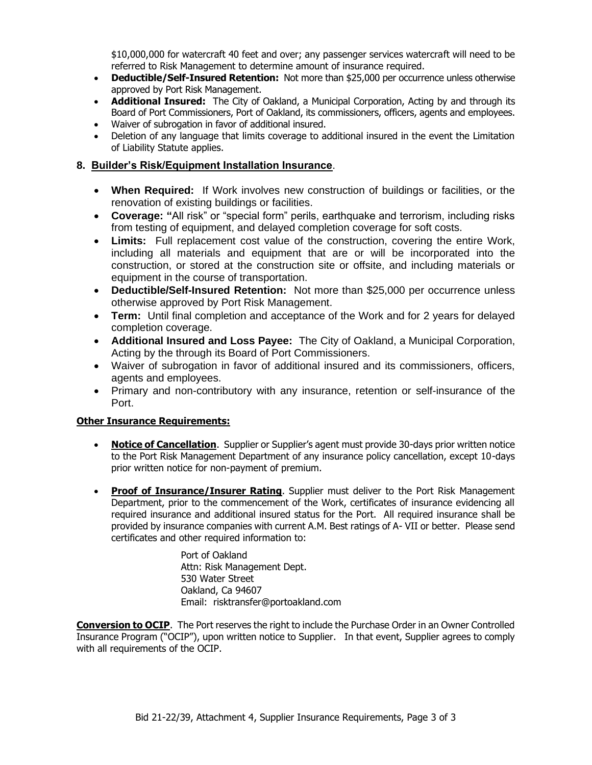$10,000,000 for watercraft 40 feet and over; any passenger services watercraft will need to be referred to Risk Management to determine amount of insurance required.

- **Deductible/Self-Insured Retention:** Not more than $25,000 per occurrence unless otherwise approved by Port Risk Management.
- **Additional Insured:** The City of Oakland, a Municipal Corporation, Acting by and through its Board of Port Commissioners, Port of Oakland, its commissioners, officers, agents and employees.
- Waiver of subrogation in favor of additional insured.
- Deletion of any language that limits coverage to additional insured in the event the Limitation of Liability Statute applies.

## 8. Builder's Risk/Equipment Installation Insurance.

- **When Required:** If Work involves new construction of buildings or facilities, or the renovation of existing buildings or facilities.
- **Coverage: "**All risk" or "special form" perils, earthquake and terrorism, including risks from testing of equipment, and delayed completion coverage for soft costs.
- **Limits:** Full replacement cost value of the construction, covering the entire Work, including all materials and equipment that are or will be incorporated into the construction, or stored at the construction site or offsite, and including materials or equipment in the course of transportation.
- **Deductible/Self-Insured Retention:** Not more than $25,000 per occurrence unless otherwise approved by Port Risk Management.
- **Term:** Until final completion and acceptance of the Work and for 2 years for delayed completion coverage.
- **Additional Insured and Loss Payee:** The City of Oakland, a Municipal Corporation, Acting by the through its Board of Port Commissioners.
- Waiver of subrogation in favor of additional insured and its commissioners, officers, agents and employees.
- Primary and non-contributory with any insurance, retention or self-insurance of the Port.

**Other Insurance Requirements:**

- **Notice of Cancellation**. Supplier or Supplier's agent must provide 30-days prior written notice to the Port Risk Management Department of any insurance policy cancellation, except 10-days prior written notice for non-payment of premium.

- **Proof of Insurance/Insurer Rating**. Supplier must deliver to the Port Risk Management Department, prior to the commencement of the Work, certificates of insurance evidencing all required insurance and additional insured status for the Port. All required insurance shall be provided by insurance companies with current A.M. Best ratings of A- VII or better. Please send certificates and other required information to:

  Port of Oakland
  Attn: Risk Management Dept.
  530 Water Street
  Oakland, Ca 94607
  Email: risktransfer@portoakland.com

**Conversion to OCIP**. The Port reserves the right to include the Purchase Order in an Owner Controlled Insurance Program ("OCIP"), upon written notice to Supplier. In that event, Supplier agrees to comply with all requirements of the OCIP.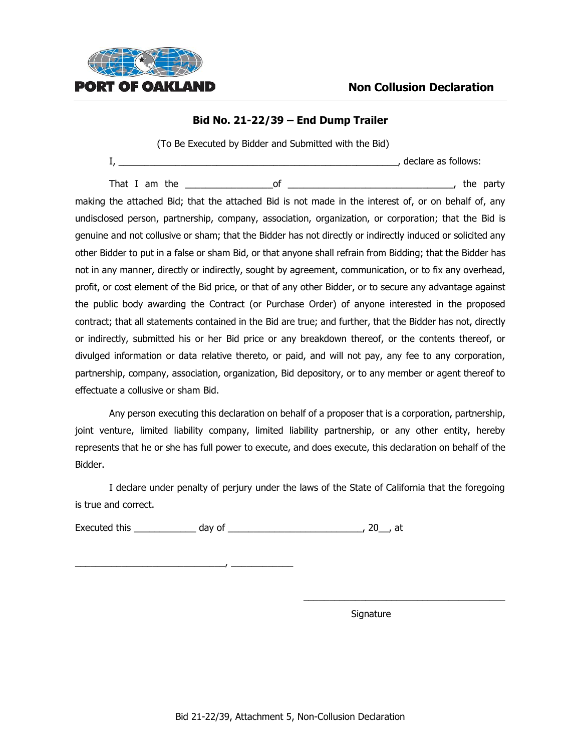PORT OF OAKLAND

# Non Collusion Declaration

## Bid No. 21-22/39 – End Dump Trailer

(To Be Executed by Bidder and Submitted with the Bid)

I, _______________________________________________________, declare as follows:

That I am the ________________of _______________________________, the party making the attached Bid; that the attached Bid is not made in the interest of, or on behalf of, any undisclosed person, partnership, company, association, organization, or corporation; that the Bid is genuine and not collusive or sham; that the Bidder has not directly or indirectly induced or solicited any other Bidder to put in a false or sham Bid, or that anyone shall refrain from Bidding; that the Bidder has not in any manner, directly or indirectly, sought by agreement, communication, or to fix any overhead, profit, or cost element of the Bid price, or that of any other Bidder, or to secure any advantage against the public body awarding the Contract (or Purchase Order) of anyone interested in the proposed contract; that all statements contained in the Bid are true; and further, that the Bidder has not, directly or indirectly, submitted his or her Bid price or any breakdown thereof, or the contents thereof, or divulged information or data relative thereto, or paid, and will not pay, any fee to any corporation, partnership, company, association, organization, Bid depository, or to any member or agent thereof to effectuate a collusive or sham Bid.

Any person executing this declaration on behalf of a proposer that is a corporation, partnership, joint venture, limited liability company, limited liability partnership, or any other entity, hereby represents that he or she has full power to execute, and does execute, this declaration on behalf of the Bidder.

I declare under penalty of perjury under the laws of the State of California that the foregoing is true and correct.

Executed this ____________ day of __________________________, 20__, at

_____________________________, ____________

________________________________________

Signature

Bid 21-22/39, Attachment 5, Non-Collusion Declaration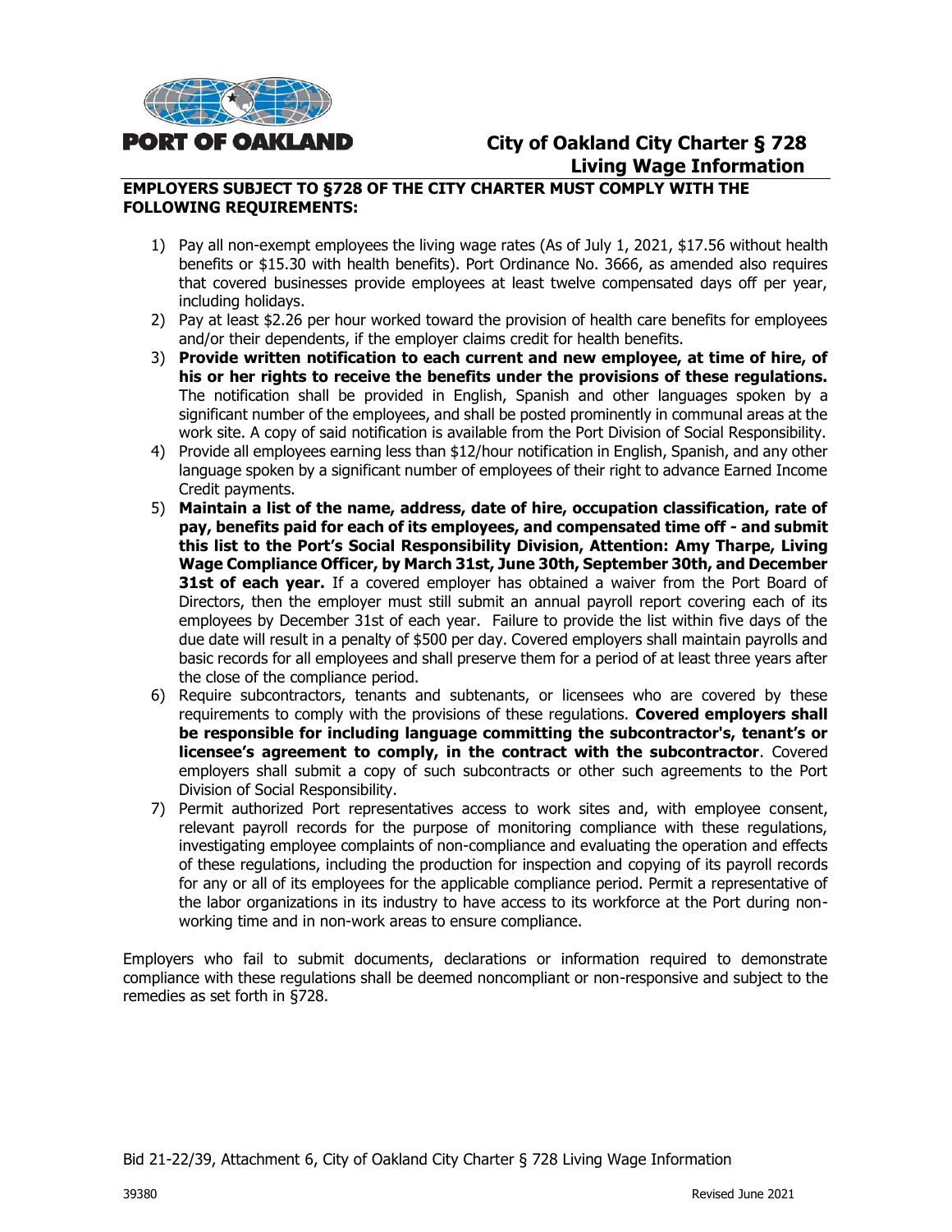PORT OF OAKLAND

# City of Oakland City Charter § 728 Living Wage Information

**EMPLOYERS SUBJECT TO §728 OF THE CITY CHARTER MUST COMPLY WITH THE FOLLOWING REQUIREMENTS:**

1) Pay all non-exempt employees the living wage rates (As of July 1, 2021, $17.56 without health benefits or $15.30 with health benefits). Port Ordinance No. 3666, as amended also requires that covered businesses provide employees at least twelve compensated days off per year, including holidays.
2) Pay at least $2.26 per hour worked toward the provision of health care benefits for employees and/or their dependents, if the employer claims credit for health benefits.
3) **Provide written notification to each current and new employee, at time of hire, of his or her rights to receive the benefits under the provisions of these regulations.** The notification shall be provided in English, Spanish and other languages spoken by a significant number of the employees, and shall be posted prominently in communal areas at the work site. A copy of said notification is available from the Port Division of Social Responsibility.
4) Provide all employees earning less than $12/hour notification in English, Spanish, and any other language spoken by a significant number of employees of their right to advance Earned Income Credit payments.
5) **Maintain a list of the name, address, date of hire, occupation classification, rate of pay, benefits paid for each of its employees, and compensated time off - and submit this list to the Port's Social Responsibility Division, Attention: Amy Tharpe, Living Wage Compliance Officer, by March 31st, June 30th, September 30th, and December 31st of each year.** If a covered employer has obtained a waiver from the Port Board of Directors, then the employer must still submit an annual payroll report covering each of its employees by December 31st of each year. Failure to provide the list within five days of the due date will result in a penalty of $500 per day. Covered employers shall maintain payrolls and basic records for all employees and shall preserve them for a period of at least three years after the close of the compliance period.
6) Require subcontractors, tenants and subtenants, or licensees who are covered by these requirements to comply with the provisions of these regulations. **Covered employers shall be responsible for including language committing the subcontractor's, tenant's or licensee's agreement to comply, in the contract with the subcontractor**. Covered employers shall submit a copy of such subcontracts or other such agreements to the Port Division of Social Responsibility.
7) Permit authorized Port representatives access to work sites and, with employee consent, relevant payroll records for the purpose of monitoring compliance with these regulations, investigating employee complaints of non-compliance and evaluating the operation and effects of these regulations, including the production for inspection and copying of its payroll records for any or all of its employees for the applicable compliance period. Permit a representative of the labor organizations in its industry to have access to its workforce at the Port during non-working time and in non-work areas to ensure compliance.

Employers who fail to submit documents, declarations or information required to demonstrate compliance with these regulations shall be deemed noncompliant or non-responsive and subject to the remedies as set forth in §728.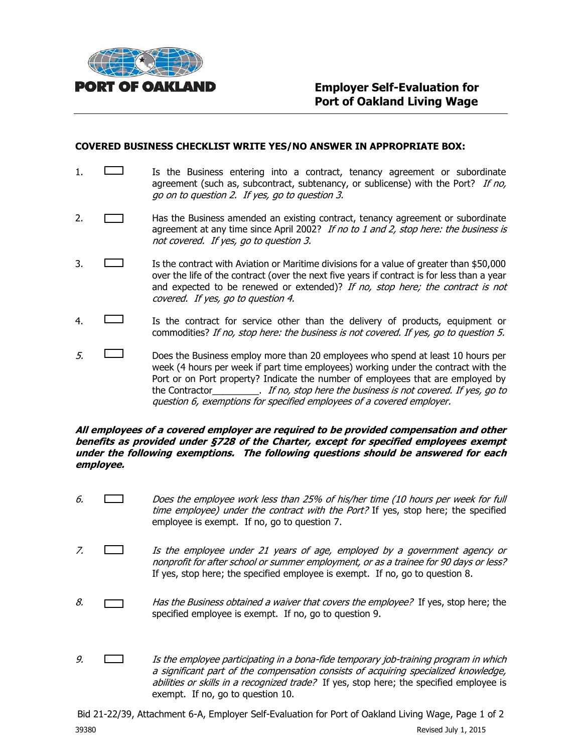**PORT OF OAKLAND**

# Employer Self-Evaluation for Port of Oakland Living Wage

**COVERED BUSINESS CHECKLIST WRITE YES/NO ANSWER IN APPROPRIATE BOX:**

1. ☐ Is the Business entering into a contract, tenancy agreement or subordinate agreement (such as, subcontract, subtenancy, or sublicense) with the Port? *If no, go on to question 2. If yes, go to question 3.*

2. ☐ Has the Business amended an existing contract, tenancy agreement or subordinate agreement at any time since April 2002? *If no to 1 and 2, stop here: the business is not covered. If yes, go to question 3.*

3. ☐ Is the contract with Aviation or Maritime divisions for a value of greater than $50,000 over the life of the contract (over the next five years if contract is for less than a year and expected to be renewed or extended)? *If no, stop here; the contract is not covered. If yes, go to question 4.*

4. ☐ Is the contract for service other than the delivery of products, equipment or commodities? *If no, stop here: the business is not covered. If yes, go to question 5.*

5. ☐ Does the Business employ more than 20 employees who spend at least 10 hours per week (4 hours per week if part time employees) working under the contract with the Port or on Port property? Indicate the number of employees that are employed by the Contractor_________. *If no, stop here the business is not covered. If yes, go to question 6, exemptions for specified employees of a covered employer.*

***All employees of a covered employer are required to be provided compensation and other benefits as provided under §728 of the Charter, except for specified employees exempt under the following exemptions. The following questions should be answered for each employee.***

6. ☐ *Does the employee work less than 25% of his/her time (10 hours per week for full time employee) under the contract with the Port?* If yes, stop here; the specified employee is exempt. If no, go to question 7.

7. ☐ *Is the employee under 21 years of age, employed by a government agency or nonprofit for after school or summer employment, or as a trainee for 90 days or less?* If yes, stop here; the specified employee is exempt. If no, go to question 8.

8. ☐ *Has the Business obtained a waiver that covers the employee?* If yes, stop here; the specified employee is exempt. If no, go to question 9.

9. ☐ *Is the employee participating in a bona-fide temporary job-training program in which a significant part of the compensation consists of acquiring specialized knowledge, abilities or skills in a recognized trade?* If yes, stop here; the specified employee is exempt. If no, go to question 10.

Bid 21-22/39, Attachment 6-A, Employer Self-Evaluation for Port of Oakland Living Wage

39380 Revised July 1, 2015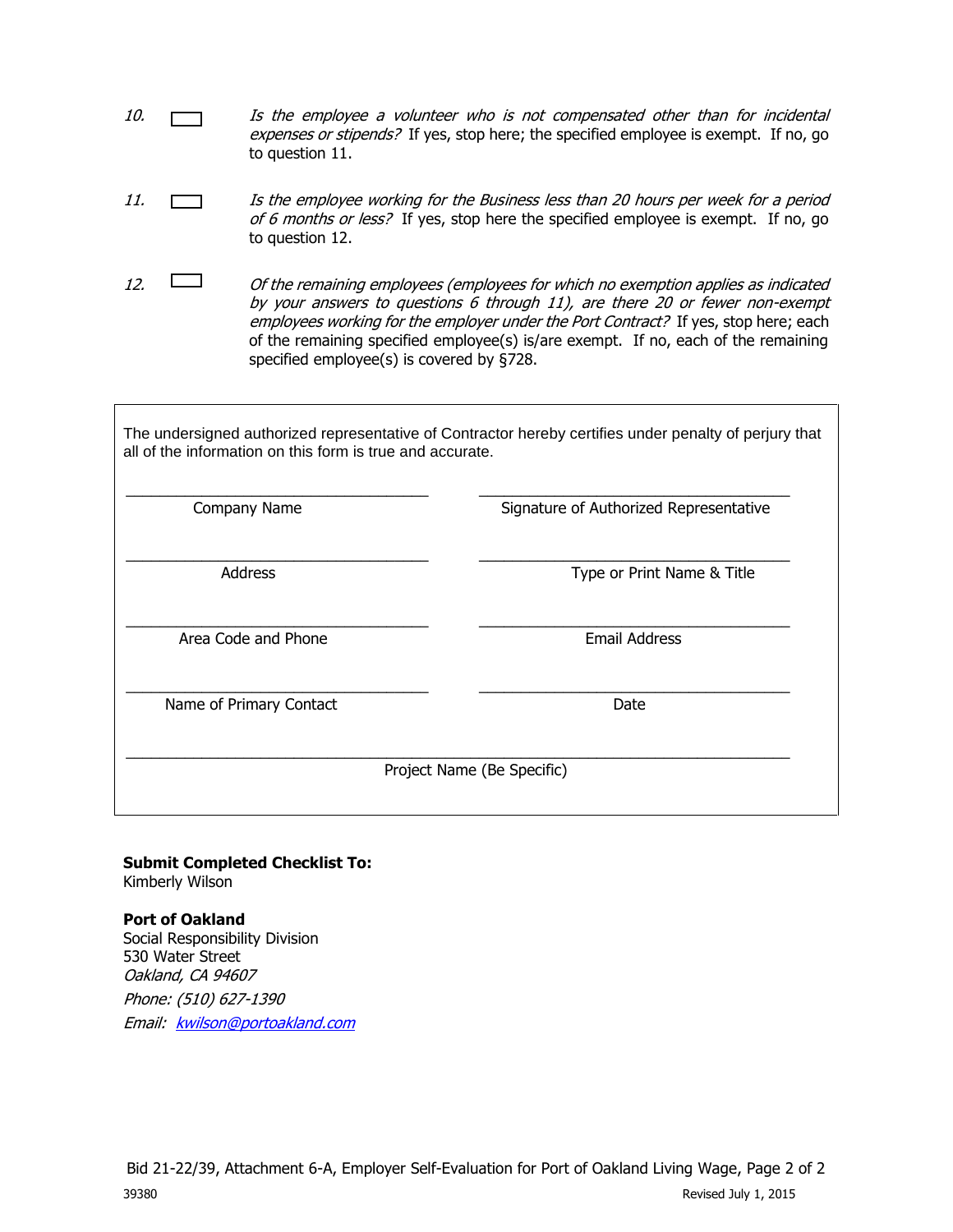10. ☐ *Is the employee a volunteer who is not compensated other than for incidental expenses or stipends?* If yes, stop here; the specified employee is exempt. If no, go to question 11.

11. ☐ *Is the employee working for the Business less than 20 hours per week for a period of 6 months or less?* If yes, stop here the specified employee is exempt. If no, go to question 12.

12. ☐ *Of the remaining employees (employees for which no exemption applies as indicated by your answers to questions 6 through 11), are there 20 or fewer non-exempt employees working for the employer under the Port Contract?* If yes, stop here; each of the remaining specified employee(s) is/are exempt. If no, each of the remaining specified employee(s) is covered by §728.

The undersigned authorized representative of Contractor hereby certifies under penalty of perjury that all of the information on this form is true and accurate.

| | |
|---|---|
| ______________________________ | ______________________________ |
| Company Name | Signature of Authorized Representative |
| ______________________________ | ______________________________ |
| Address | Type or Print Name & Title |
| ______________________________ | ______________________________ |
| Area Code and Phone | Email Address |
| ______________________________ | ______________________________ |
| Name of Primary Contact | Date |

______________________________________________________________

Project Name (Be Specific)

**Submit Completed Checklist To:**
Kimberly Wilson

**Port of Oakland**
Social Responsibility Division
530 Water Street
*Oakland, CA 94607*
*Phone: (510) 627-1390*
*Email: kwilson@portoakland.com*

Bid 21-22/39, Attachment 6-A, Employer Self-Evaluation for Port of Oakland Living Wage, Page 2 of 2

39380 Revised July 1, 2015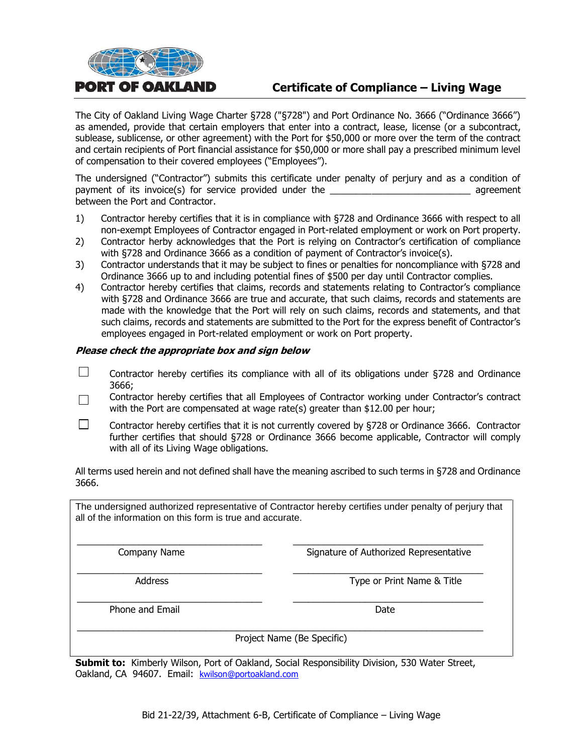**PORT OF OAKLAND**

# Certificate of Compliance – Living Wage

The City of Oakland Living Wage Charter §728 ("§728") and Port Ordinance No. 3666 ("Ordinance 3666") as amended, provide that certain employers that enter into a contract, lease, license (or a subcontract, sublease, sublicense, or other agreement) with the Port for $50,000 or more over the term of the contract and certain recipients of Port financial assistance for $50,000 or more shall pay a prescribed minimum level of compensation to their covered employees ("Employees").

The undersigned ("Contractor") submits this certificate under penalty of perjury and as a condition of payment of its invoice(s) for service provided under the ___________________________ agreement between the Port and Contractor.

1) Contractor hereby certifies that it is in compliance with §728 and Ordinance 3666 with respect to all non-exempt Employees of Contractor engaged in Port-related employment or work on Port property.
2) Contractor herby acknowledges that the Port is relying on Contractor's certification of compliance with §728 and Ordinance 3666 as a condition of payment of Contractor's invoice(s).
3) Contractor understands that it may be subject to fines or penalties for noncompliance with §728 and Ordinance 3666 up to and including potential fines of $500 per day until Contractor complies.
4) Contractor hereby certifies that claims, records and statements relating to Contractor's compliance with §728 and Ordinance 3666 are true and accurate, that such claims, records and statements are made with the knowledge that the Port will rely on such claims, records and statements, and that such claims, records and statements are submitted to the Port for the express benefit of Contractor's employees engaged in Port-related employment or work on Port property.

***Please check the appropriate box and sign below***

☐ Contractor hereby certifies its compliance with all of its obligations under §728 and Ordinance 3666;

☐ Contractor hereby certifies that all Employees of Contractor working under Contractor's contract with the Port are compensated at wage rate(s) greater than $12.00 per hour;

☐ Contractor hereby certifies that it is not currently covered by §728 or Ordinance 3666. Contractor further certifies that should §728 or Ordinance 3666 become applicable, Contractor will comply with all of its Living Wage obligations.

All terms used herein and not defined shall have the meaning ascribed to such terms in §728 and Ordinance 3666.

The undersigned authorized representative of Contractor hereby certifies under penalty of perjury that all of the information on this form is true and accurate.

| | |
|---|---|
| ______________________ Company Name | ______________________ Signature of Authorized Representative |
| ______________________ Address | ______________________ Type or Print Name & Title |
| ______________________ Phone and Email | ______________________ Date |

______________________________________________
Project Name (Be Specific)

**Submit to:** Kimberly Wilson, Port of Oakland, Social Responsibility Division, 530 Water Street, Oakland, CA 94607. Email: kwilson@portoakland.com

Bid 21-22/39, Attachment 6-B, Certificate of Compliance – Living Wage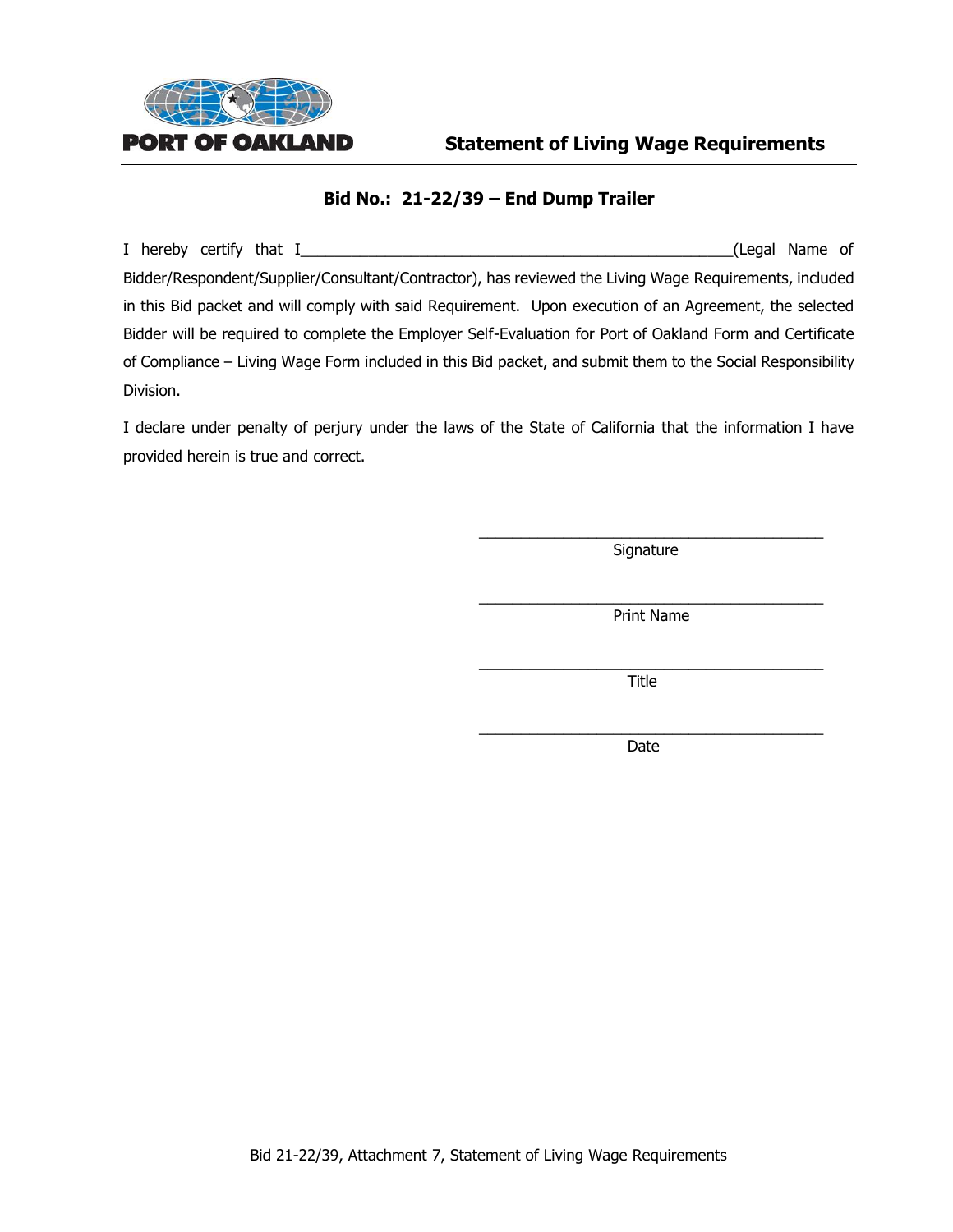PORT OF OAKLAND

# Statement of Living Wage Requirements

## Bid No.: 21-22/39 – End Dump Trailer

I hereby certify that I\_\_\_\_\_\_\_\_\_\_\_\_\_\_\_\_\_\_\_\_\_\_\_\_\_\_\_\_\_\_\_\_\_\_\_\_\_\_\_\_\_\_\_\_\_\_\_\_(Legal Name of Bidder/Respondent/Supplier/Consultant/Contractor), has reviewed the Living Wage Requirements, included in this Bid packet and will comply with said Requirement. Upon execution of an Agreement, the selected Bidder will be required to complete the Employer Self-Evaluation for Port of Oakland Form and Certificate of Compliance – Living Wage Form included in this Bid packet, and submit them to the Social Responsibility Division.

I declare under penalty of perjury under the laws of the State of California that the information I have provided herein is true and correct.

\_\_\_\_\_\_\_\_\_\_\_\_\_\_\_\_\_\_\_\_\_\_\_\_\_\_\_\_\_\_\_\_\_\_\_\_\_\_\_\_
Signature

\_\_\_\_\_\_\_\_\_\_\_\_\_\_\_\_\_\_\_\_\_\_\_\_\_\_\_\_\_\_\_\_\_\_\_\_\_\_\_\_
Print Name

\_\_\_\_\_\_\_\_\_\_\_\_\_\_\_\_\_\_\_\_\_\_\_\_\_\_\_\_\_\_\_\_\_\_\_\_\_\_\_\_
Title

\_\_\_\_\_\_\_\_\_\_\_\_\_\_\_\_\_\_\_\_\_\_\_\_\_\_\_\_\_\_\_\_\_\_\_\_\_\_\_\_
Date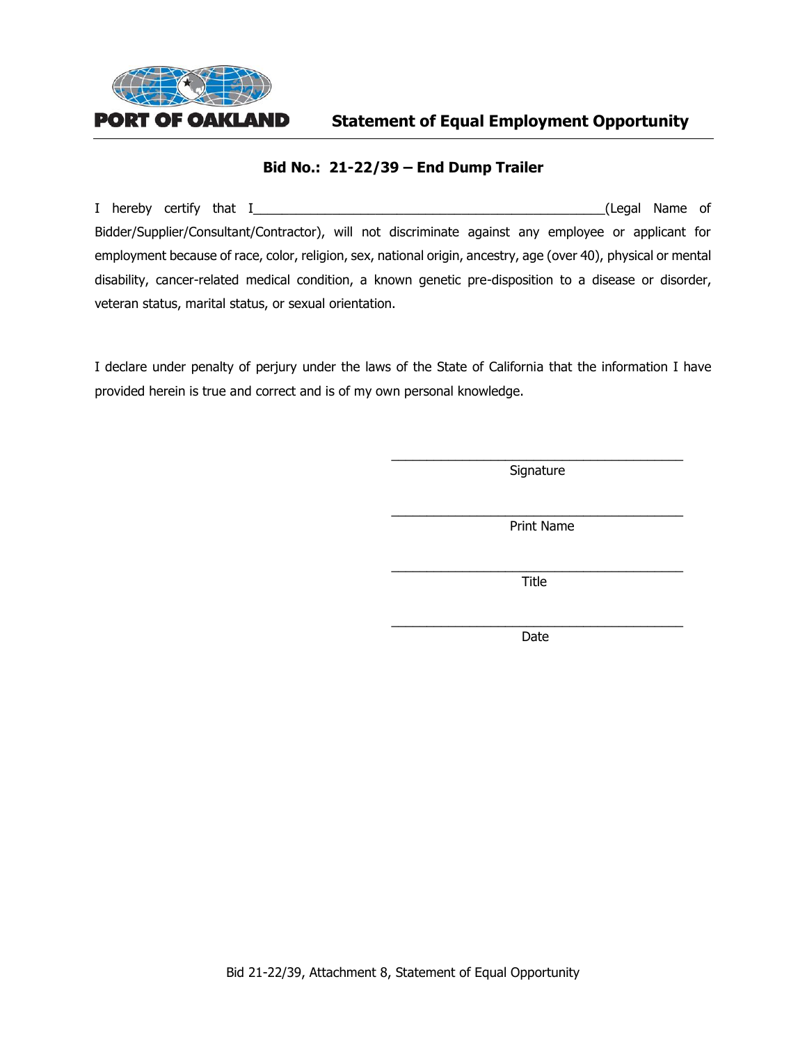**PORT OF OAKLAND**

# Statement of Equal Employment Opportunity

## Bid No.: 21-22/39 – End Dump Trailer

I hereby certify that I__________________________________________________(Legal Name of Bidder/Supplier/Consultant/Contractor), will not discriminate against any employee or applicant for employment because of race, color, religion, sex, national origin, ancestry, age (over 40), physical or mental disability, cancer-related medical condition, a known genetic pre-disposition to a disease or disorder, veteran status, marital status, or sexual orientation.

I declare under penalty of perjury under the laws of the State of California that the information I have provided herein is true and correct and is of my own personal knowledge.

__________________________________________
Signature

__________________________________________
Print Name

__________________________________________
Title

__________________________________________
Date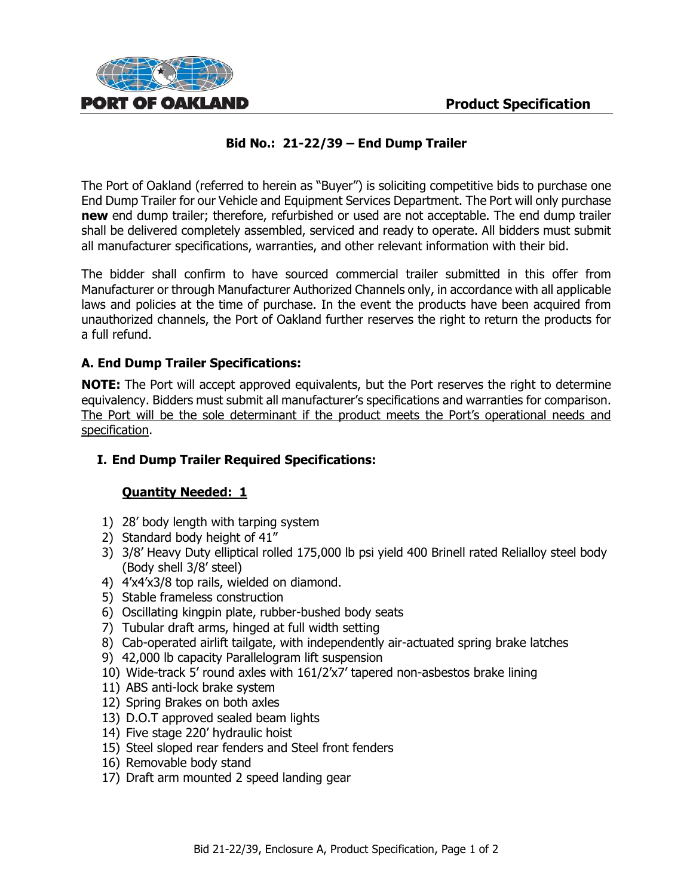**Product Specification**

## Bid No.: 21-22/39 – End Dump Trailer

The Port of Oakland (referred to herein as "Buyer") is soliciting competitive bids to purchase one End Dump Trailer for our Vehicle and Equipment Services Department. The Port will only purchase **new** end dump trailer; therefore, refurbished or used are not acceptable. The end dump trailer shall be delivered completely assembled, serviced and ready to operate. All bidders must submit all manufacturer specifications, warranties, and other relevant information with their bid.

The bidder shall confirm to have sourced commercial trailer submitted in this offer from Manufacturer or through Manufacturer Authorized Channels only, in accordance with all applicable laws and policies at the time of purchase. In the event the products have been acquired from unauthorized channels, the Port of Oakland further reserves the right to return the products for a full refund.

### A. End Dump Trailer Specifications:

**NOTE:** The Port will accept approved equivalents, but the Port reserves the right to determine equivalency. Bidders must submit all manufacturer's specifications and warranties for comparison. <u>The Port will be the sole determinant if the product meets the Port's operational needs and specification</u>.

#### I. End Dump Trailer Required Specifications:

**<u>Quantity Needed: 1</u>**

1) 28' body length with tarping system
2) Standard body height of 41"
3) 3/8' Heavy Duty elliptical rolled 175,000 lb psi yield 400 Brinell rated Relialloy steel body (Body shell 3/8' steel)
4) 4'x4'x3/8 top rails, wielded on diamond.
5) Stable frameless construction
6) Oscillating kingpin plate, rubber-bushed body seats
7) Tubular draft arms, hinged at full width setting
8) Cab-operated airlift tailgate, with independently air-actuated spring brake latches
9) 42,000 lb capacity Parallelogram lift suspension
10) Wide-track 5' round axles with 161/2'x7' tapered non-asbestos brake lining
11) ABS anti-lock brake system
12) Spring Brakes on both axles
13) D.O.T approved sealed beam lights
14) Five stage 220' hydraulic hoist
15) Steel sloped rear fenders and Steel front fenders
16) Removable body stand
17) Draft arm mounted 2 speed landing gear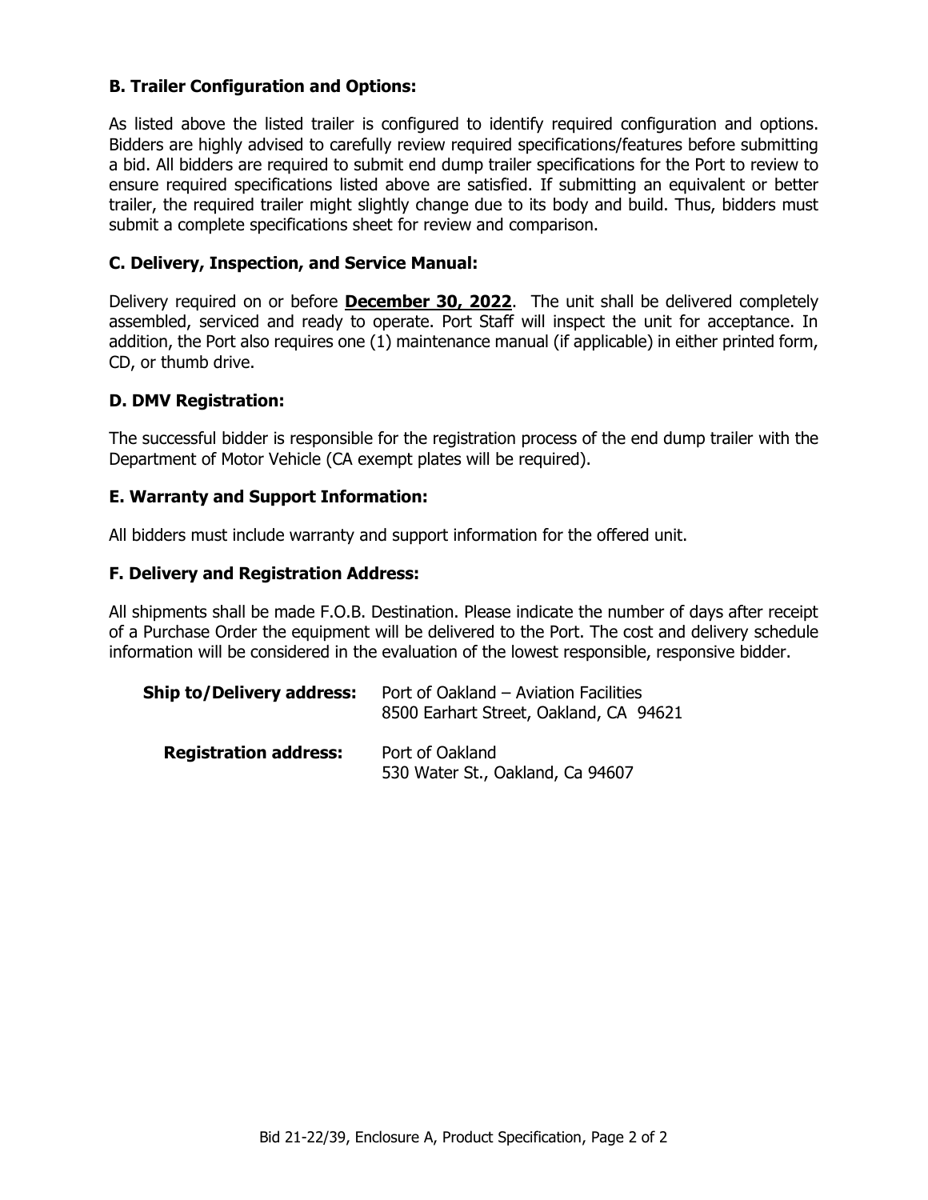### B. Trailer Configuration and Options:

As listed above the listed trailer is configured to identify required configuration and options. Bidders are highly advised to carefully review required specifications/features before submitting a bid. All bidders are required to submit end dump trailer specifications for the Port to review to ensure required specifications listed above are satisfied. If submitting an equivalent or better trailer, the required trailer might slightly change due to its body and build. Thus, bidders must submit a complete specifications sheet for review and comparison.

### C. Delivery, Inspection, and Service Manual:

Delivery required on or before **December 30, 2022**. The unit shall be delivered completely assembled, serviced and ready to operate. Port Staff will inspect the unit for acceptance. In addition, the Port also requires one (1) maintenance manual (if applicable) in either printed form, CD, or thumb drive.

### D. DMV Registration:

The successful bidder is responsible for the registration process of the end dump trailer with the Department of Motor Vehicle (CA exempt plates will be required).

### E. Warranty and Support Information:

All bidders must include warranty and support information for the offered unit.

### F. Delivery and Registration Address:

All shipments shall be made F.O.B. Destination. Please indicate the number of days after receipt of a Purchase Order the equipment will be delivered to the Port. The cost and delivery schedule information will be considered in the evaluation of the lowest responsible, responsive bidder.

| | |
|---|---|
| **Ship to/Delivery address:** | Port of Oakland – Aviation Facilities<br>8500 Earhart Street, Oakland, CA 94621 |
| **Registration address:** | Port of Oakland<br>530 Water St., Oakland, Ca 94607 |